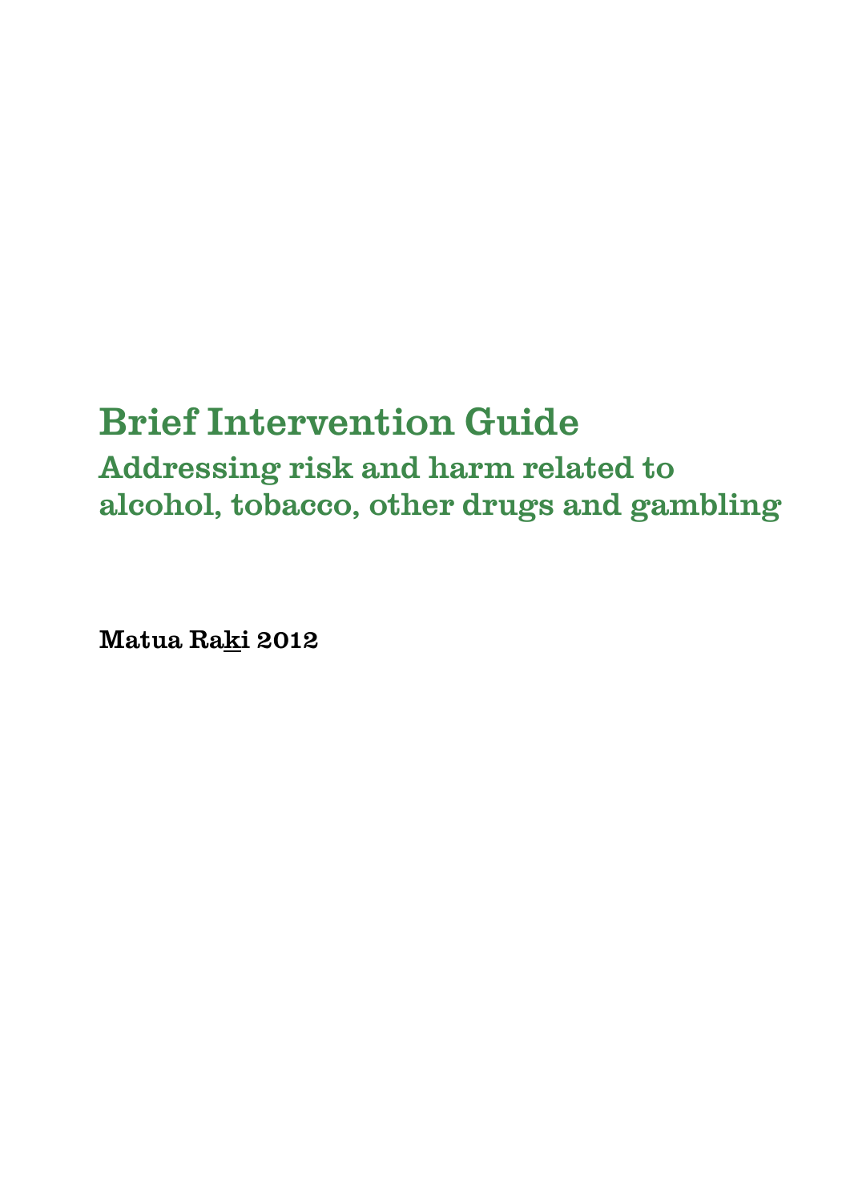# Brief Intervention Guide

## Addressing risk and harm related to alcohol, tobacco, other drugs and gambling

**Matua Raki 2012**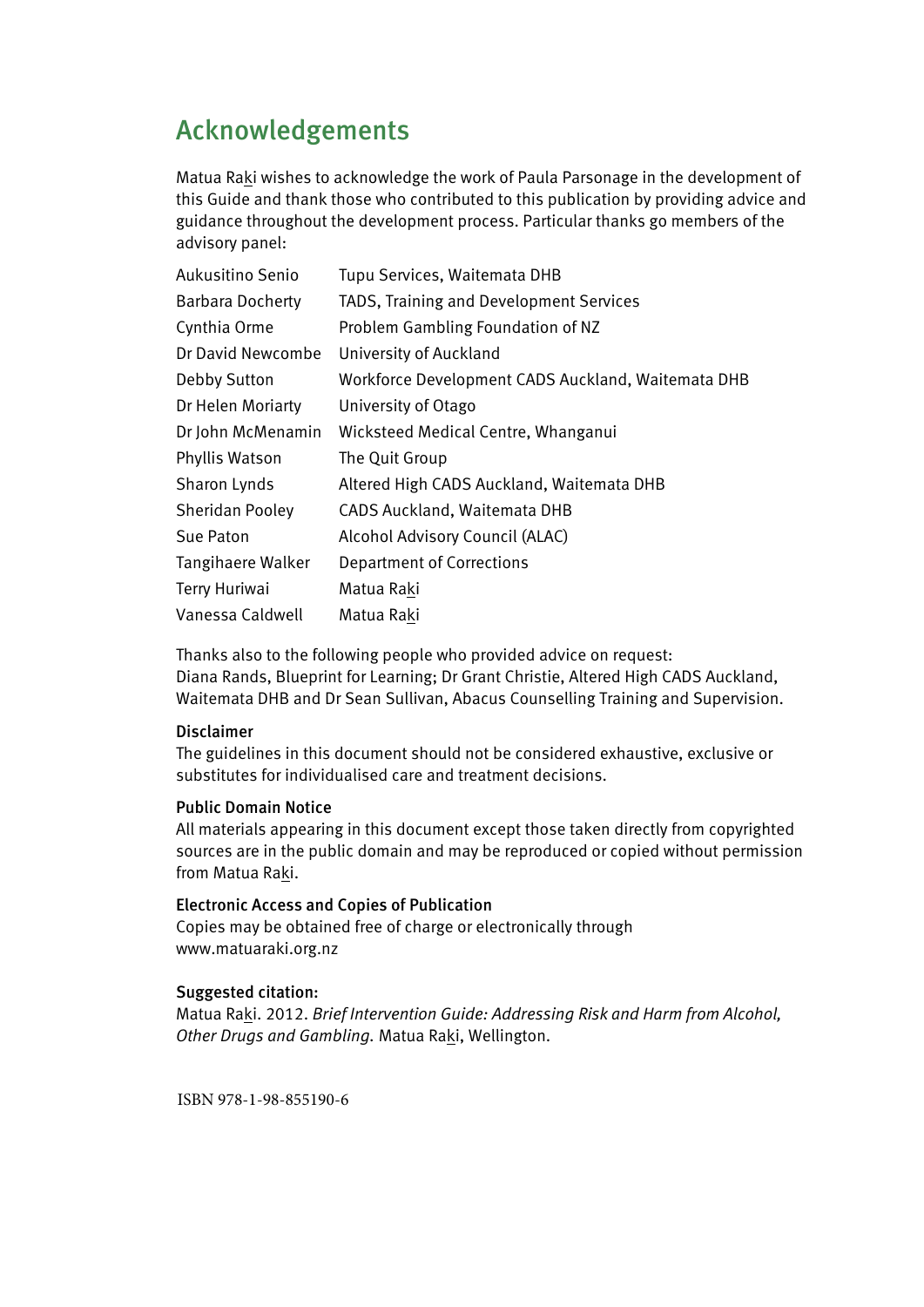## Acknowledgements

Matua Raki wishes to acknowledge the work of Paula Parsonage in the development of this Guide and thank those who contributed to this publication by providing advice and guidance throughout the development process. Particular thanks go members of the advisory panel:

| | |
|---|---|
| Aukusitino Senio | Tupu Services, Waitemata DHB |
| Barbara Docherty | TADS, Training and Development Services |
| Cynthia Orme | Problem Gambling Foundation of NZ |
| Dr David Newcombe | University of Auckland |
| Debby Sutton | Workforce Development CADS Auckland, Waitemata DHB |
| Dr Helen Moriarty | University of Otago |
| Dr John McMenamin | Wicksteed Medical Centre, Whanganui |
| Phyllis Watson | The Quit Group |
| Sharon Lynds | Altered High CADS Auckland, Waitemata DHB |
| Sheridan Pooley | CADS Auckland, Waitemata DHB |
| Sue Paton | Alcohol Advisory Council (ALAC) |
| Tangihaere Walker | Department of Corrections |
| Terry Huriwai | Matua Raki |
| Vanessa Caldwell | Matua Raki |

Thanks also to the following people who provided advice on request:
Diana Rands, Blueprint for Learning; Dr Grant Christie, Altered High CADS Auckland, Waitemata DHB and Dr Sean Sullivan, Abacus Counselling Training and Supervision.

**Disclaimer**
The guidelines in this document should not be considered exhaustive, exclusive or substitutes for individualised care and treatment decisions.

**Public Domain Notice**
All materials appearing in this document except those taken directly from copyrighted sources are in the public domain and may be reproduced or copied without permission from Matua Raki.

**Electronic Access and Copies of Publication**
Copies may be obtained free of charge or electronically through www.matuaraki.org.nz

**Suggested citation:**
Matua Raki. 2012. *Brief Intervention Guide: Addressing Risk and Harm from Alcohol, Other Drugs and Gambling.* Matua Raki, Wellington.

ISBN 978-1-98-855190-6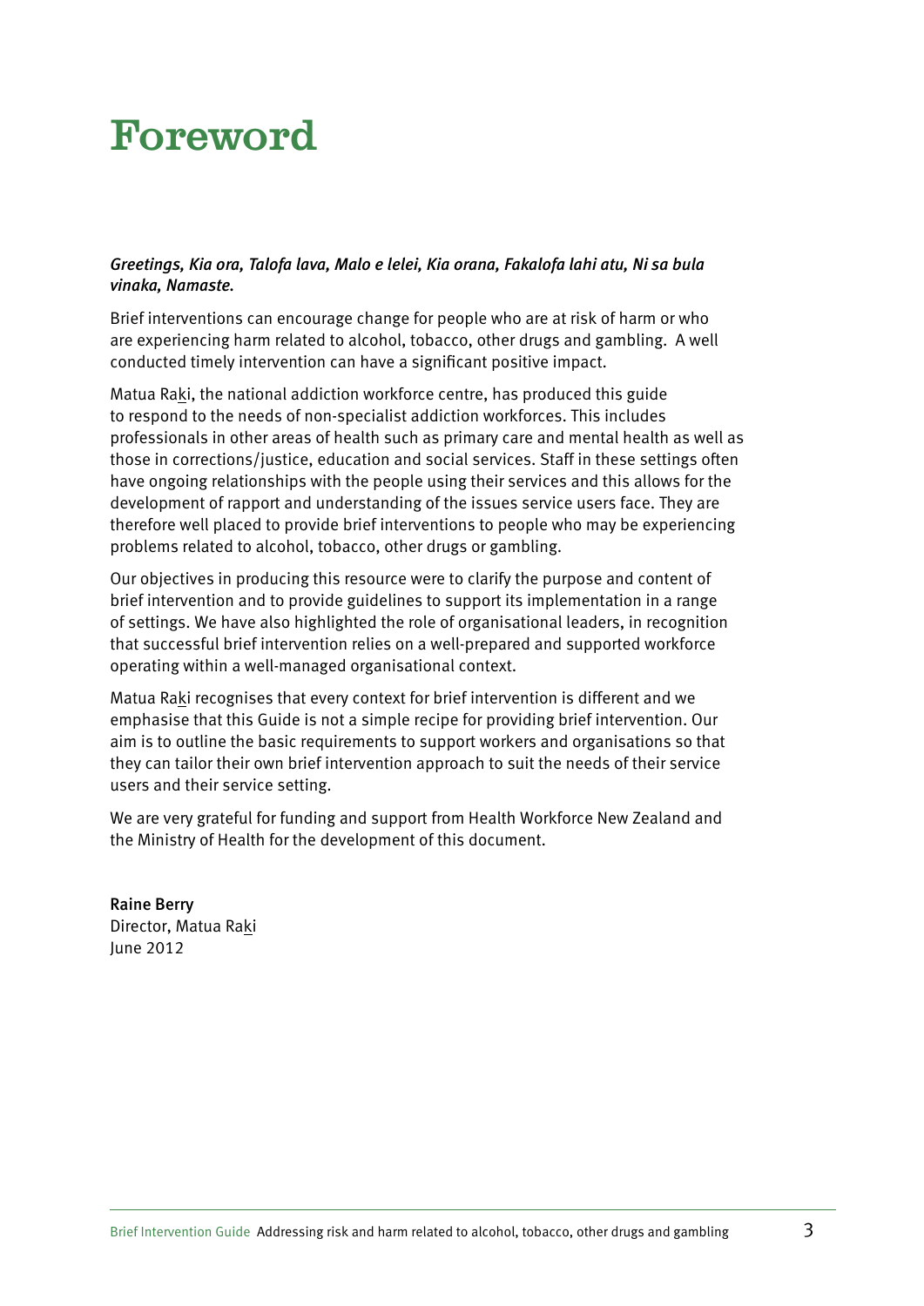# Foreword

*Greetings, Kia ora, Talofa lava, Malo e lelei, Kia orana, Fakalofa lahi atu, Ni sa bula vinaka, Namaste.*

Brief interventions can encourage change for people who are at risk of harm or who are experiencing harm related to alcohol, tobacco, other drugs and gambling. A well conducted timely intervention can have a significant positive impact.

Matua Raki, the national addiction workforce centre, has produced this guide to respond to the needs of non-specialist addiction workforces. This includes professionals in other areas of health such as primary care and mental health as well as those in corrections/justice, education and social services. Staff in these settings often have ongoing relationships with the people using their services and this allows for the development of rapport and understanding of the issues service users face. They are therefore well placed to provide brief interventions to people who may be experiencing problems related to alcohol, tobacco, other drugs or gambling.

Our objectives in producing this resource were to clarify the purpose and content of brief intervention and to provide guidelines to support its implementation in a range of settings. We have also highlighted the role of organisational leaders, in recognition that successful brief intervention relies on a well-prepared and supported workforce operating within a well-managed organisational context.

Matua Raki recognises that every context for brief intervention is different and we emphasise that this Guide is not a simple recipe for providing brief intervention. Our aim is to outline the basic requirements to support workers and organisations so that they can tailor their own brief intervention approach to suit the needs of their service users and their service setting.

We are very grateful for funding and support from Health Workforce New Zealand and the Ministry of Health for the development of this document.

Raine Berry
Director, Matua Raki
June 2012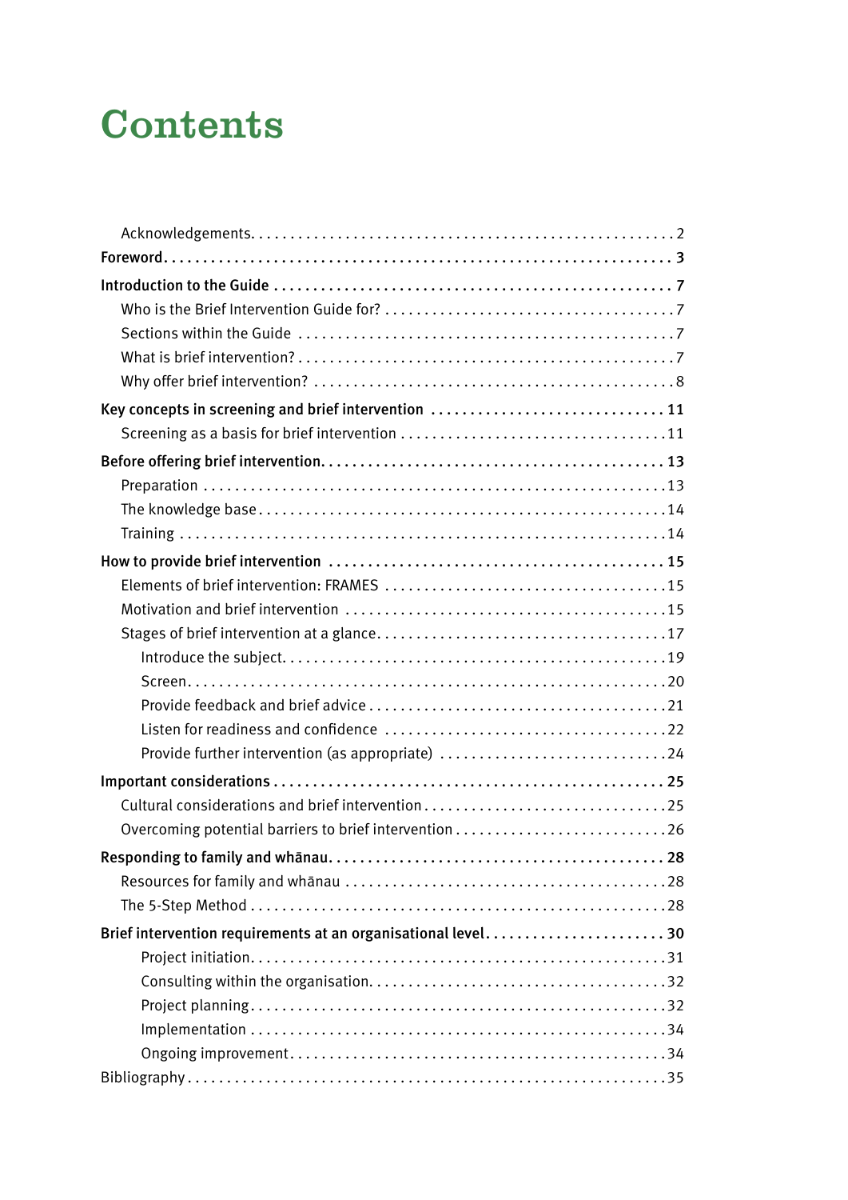# Contents

- Acknowledgements. . . . . 2
- **Foreword. . . . . 3**
- **Introduction to the Guide . . . . . 7**
  - Who is the Brief Intervention Guide for? . . . . . 7
  - Sections within the Guide . . . . . 7
  - What is brief intervention? . . . . . 7
  - Why offer brief intervention? . . . . . 8
- **Key concepts in screening and brief intervention . . . . . 11**
  - Screening as a basis for brief intervention . . . . . 11
- **Before offering brief intervention. . . . . 13**
  - Preparation . . . . . 13
  - The knowledge base . . . . . 14
  - Training . . . . . 14
- **How to provide brief intervention . . . . . 15**
  - Elements of brief intervention: FRAMES . . . . . 15
  - Motivation and brief intervention . . . . . 15
  - Stages of brief intervention at a glance. . . . . 17
    - Introduce the subject. . . . . 19
    - Screen. . . . . 20
    - Provide feedback and brief advice . . . . . 21
    - Listen for readiness and confidence . . . . . 22
    - Provide further intervention (as appropriate) . . . . . 24
- **Important considerations . . . . . 25**
  - Cultural considerations and brief intervention . . . . . 25
  - Overcoming potential barriers to brief intervention . . . . . 26
- **Responding to family and whānau. . . . . 28**
  - Resources for family and whānau . . . . . 28
  - The 5-Step Method . . . . . 28
- **Brief intervention requirements at an organisational level. . . . . 30**
    - Project initiation. . . . . 31
    - Consulting within the organisation. . . . . 32
    - Project planning. . . . . 32
    - Implementation . . . . . 34
    - Ongoing improvement. . . . . 34
- Bibliography . . . . . 35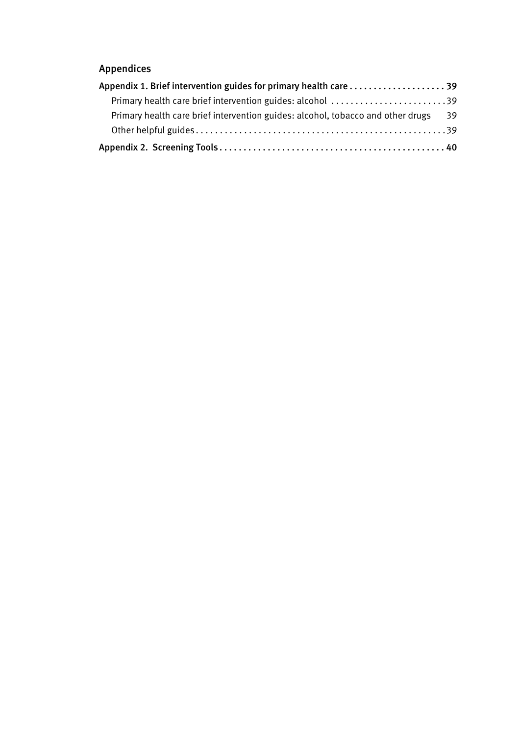## Appendices

**Appendix 1. Brief intervention guides for primary health care . . . . . . . . . . . . . . . . . . . . 39**

Primary health care brief intervention guides: alcohol . . . . . . . . . . . . . . . . . . . . . . . . 39

Primary health care brief intervention guides: alcohol, tobacco and other drugs 39

Other helpful guides . . . . . . . . . . . . . . . . . . . . . . . . . . . . . . . . . . . . . . . . . . . . . . . . . . . . 39

**Appendix 2. Screening Tools . . . . . . . . . . . . . . . . . . . . . . . . . . . . . . . . . . . . . . . . . . . . . . 40**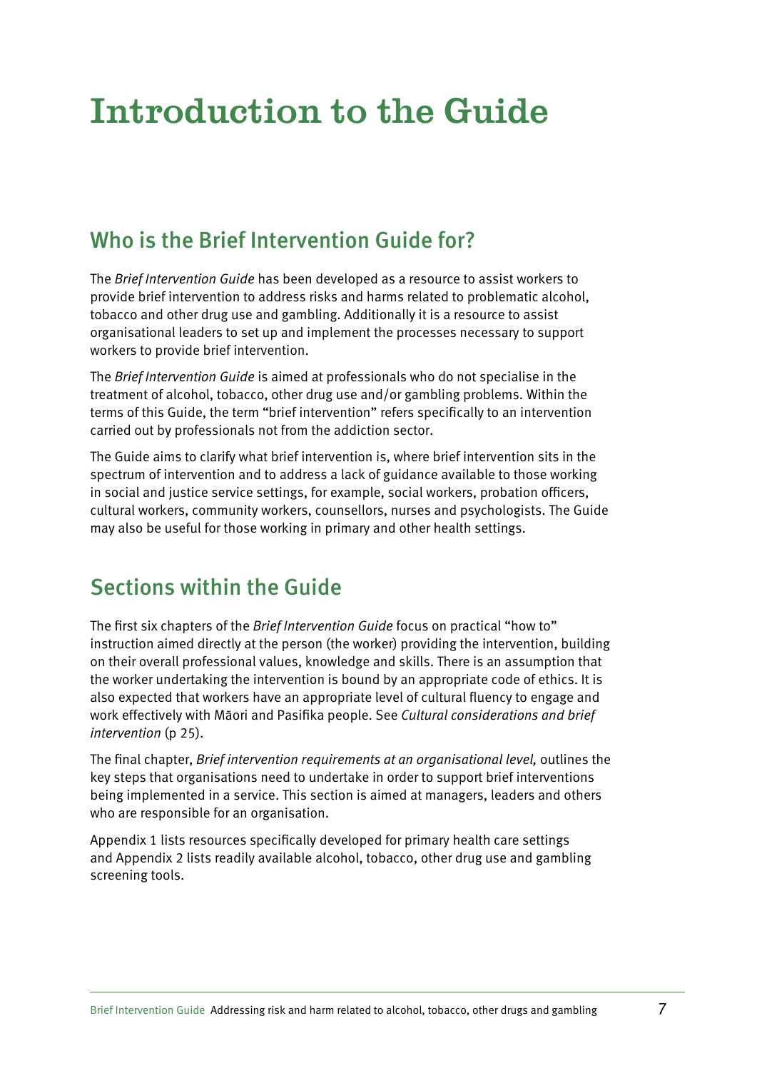# Introduction to the Guide

## Who is the Brief Intervention Guide for?

The *Brief Intervention Guide* has been developed as a resource to assist workers to provide brief intervention to address risks and harms related to problematic alcohol, tobacco and other drug use and gambling. Additionally it is a resource to assist organisational leaders to set up and implement the processes necessary to support workers to provide brief intervention.

The *Brief Intervention Guide* is aimed at professionals who do not specialise in the treatment of alcohol, tobacco, other drug use and/or gambling problems. Within the terms of this Guide, the term "brief intervention" refers specifically to an intervention carried out by professionals not from the addiction sector.

The Guide aims to clarify what brief intervention is, where brief intervention sits in the spectrum of intervention and to address a lack of guidance available to those working in social and justice service settings, for example, social workers, probation officers, cultural workers, community workers, counsellors, nurses and psychologists. The Guide may also be useful for those working in primary and other health settings.

## Sections within the Guide

The first six chapters of the *Brief Intervention Guide* focus on practical "how to" instruction aimed directly at the person (the worker) providing the intervention, building on their overall professional values, knowledge and skills. There is an assumption that the worker undertaking the intervention is bound by an appropriate code of ethics. It is also expected that workers have an appropriate level of cultural fluency to engage and work effectively with Māori and Pasifika people. See *Cultural considerations and brief intervention* (p 25).

The final chapter, *Brief intervention requirements at an organisational level,* outlines the key steps that organisations need to undertake in order to support brief interventions being implemented in a service. This section is aimed at managers, leaders and others who are responsible for an organisation.

Appendix 1 lists resources specifically developed for primary health care settings and Appendix 2 lists readily available alcohol, tobacco, other drug use and gambling screening tools.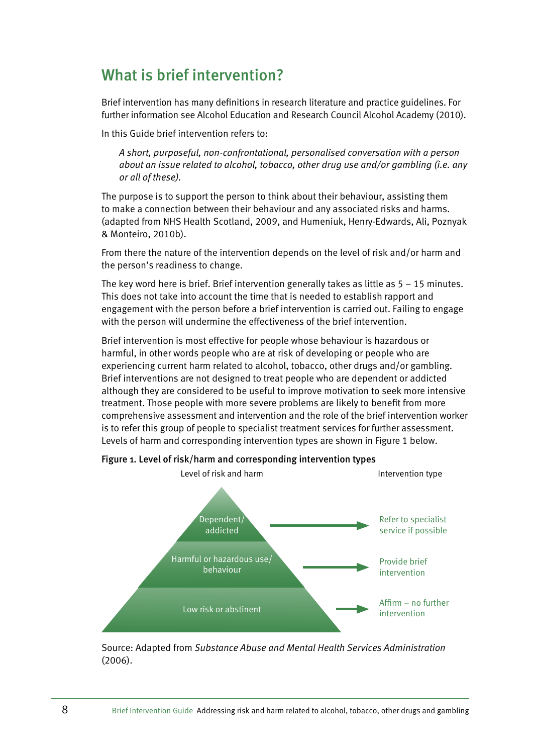## What is brief intervention?

Brief intervention has many definitions in research literature and practice guidelines. For further information see Alcohol Education and Research Council Alcohol Academy (2010).

In this Guide brief intervention refers to:

> *A short, purposeful, non-confrontational, personalised conversation with a person about an issue related to alcohol, tobacco, other drug use and/or gambling (i.e. any or all of these).*

The purpose is to support the person to think about their behaviour, assisting them to make a connection between their behaviour and any associated risks and harms. (adapted from NHS Health Scotland, 2009, and Humeniuk, Henry-Edwards, Ali, Poznyak & Monteiro, 2010b).

From there the nature of the intervention depends on the level of risk and/or harm and the person's readiness to change.

The key word here is brief. Brief intervention generally takes as little as 5 – 15 minutes. This does not take into account the time that is needed to establish rapport and engagement with the person before a brief intervention is carried out. Failing to engage with the person will undermine the effectiveness of the brief intervention.

Brief intervention is most effective for people whose behaviour is hazardous or harmful, in other words people who are at risk of developing or people who are experiencing current harm related to alcohol, tobacco, other drugs and/or gambling. Brief interventions are not designed to treat people who are dependent or addicted although they are considered to be useful to improve motivation to seek more intensive treatment. Those people with more severe problems are likely to benefit from more comprehensive assessment and intervention and the role of the brief intervention worker is to refer this group of people to specialist treatment services for further assessment. Levels of harm and corresponding intervention types are shown in Figure 1 below.

**Figure 1. Level of risk/harm and corresponding intervention types**

| Level of risk and harm | Intervention type |
|---|---|
| Dependent/ addicted | Refer to specialist service if possible |
| Harmful or hazardous use/ behaviour | Provide brief intervention |
| Low risk or abstinent | Affirm – no further intervention |

Source: Adapted from *Substance Abuse and Mental Health Services Administration* (2006).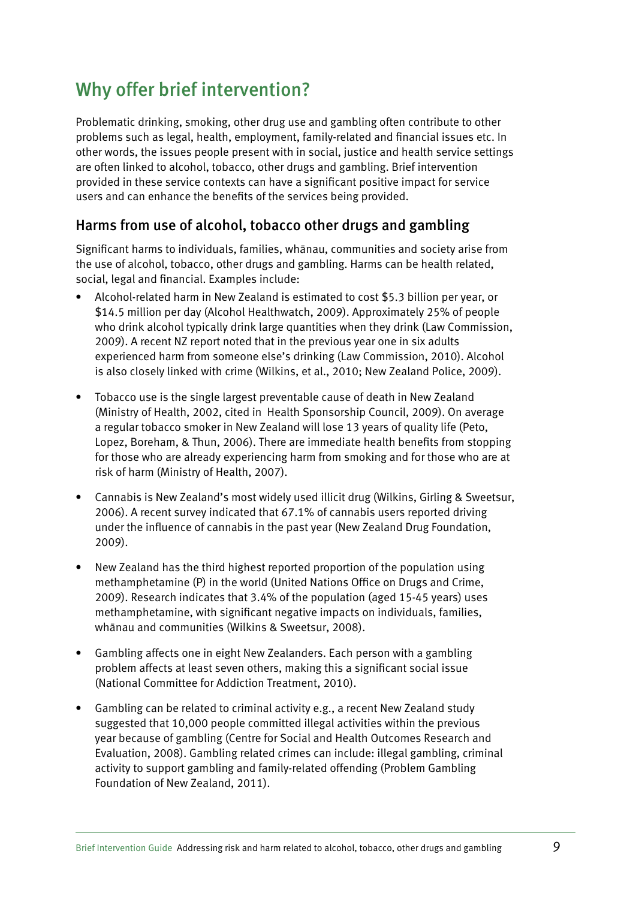# Why offer brief intervention?

Problematic drinking, smoking, other drug use and gambling often contribute to other problems such as legal, health, employment, family-related and financial issues etc. In other words, the issues people present with in social, justice and health service settings are often linked to alcohol, tobacco, other drugs and gambling. Brief intervention provided in these service contexts can have a significant positive impact for service users and can enhance the benefits of the services being provided.

## Harms from use of alcohol, tobacco other drugs and gambling

Significant harms to individuals, families, whānau, communities and society arise from the use of alcohol, tobacco, other drugs and gambling. Harms can be health related, social, legal and financial. Examples include:

- Alcohol-related harm in New Zealand is estimated to cost $5.3 billion per year, or $14.5 million per day (Alcohol Healthwatch, 2009). Approximately 25% of people who drink alcohol typically drink large quantities when they drink (Law Commission, 2009). A recent NZ report noted that in the previous year one in six adults experienced harm from someone else's drinking (Law Commission, 2010). Alcohol is also closely linked with crime (Wilkins, et al., 2010; New Zealand Police, 2009).
- Tobacco use is the single largest preventable cause of death in New Zealand (Ministry of Health, 2002, cited in Health Sponsorship Council, 2009). On average a regular tobacco smoker in New Zealand will lose 13 years of quality life (Peto, Lopez, Boreham, & Thun, 2006). There are immediate health benefits from stopping for those who are already experiencing harm from smoking and for those who are at risk of harm (Ministry of Health, 2007).
- Cannabis is New Zealand's most widely used illicit drug (Wilkins, Girling & Sweetsur, 2006). A recent survey indicated that 67.1% of cannabis users reported driving under the influence of cannabis in the past year (New Zealand Drug Foundation, 2009).
- New Zealand has the third highest reported proportion of the population using methamphetamine (P) in the world (United Nations Office on Drugs and Crime, 2009). Research indicates that 3.4% of the population (aged 15-45 years) uses methamphetamine, with significant negative impacts on individuals, families, whānau and communities (Wilkins & Sweetsur, 2008).
- Gambling affects one in eight New Zealanders. Each person with a gambling problem affects at least seven others, making this a significant social issue (National Committee for Addiction Treatment, 2010).
- Gambling can be related to criminal activity e.g., a recent New Zealand study suggested that 10,000 people committed illegal activities within the previous year because of gambling (Centre for Social and Health Outcomes Research and Evaluation, 2008). Gambling related crimes can include: illegal gambling, criminal activity to support gambling and family-related offending (Problem Gambling Foundation of New Zealand, 2011).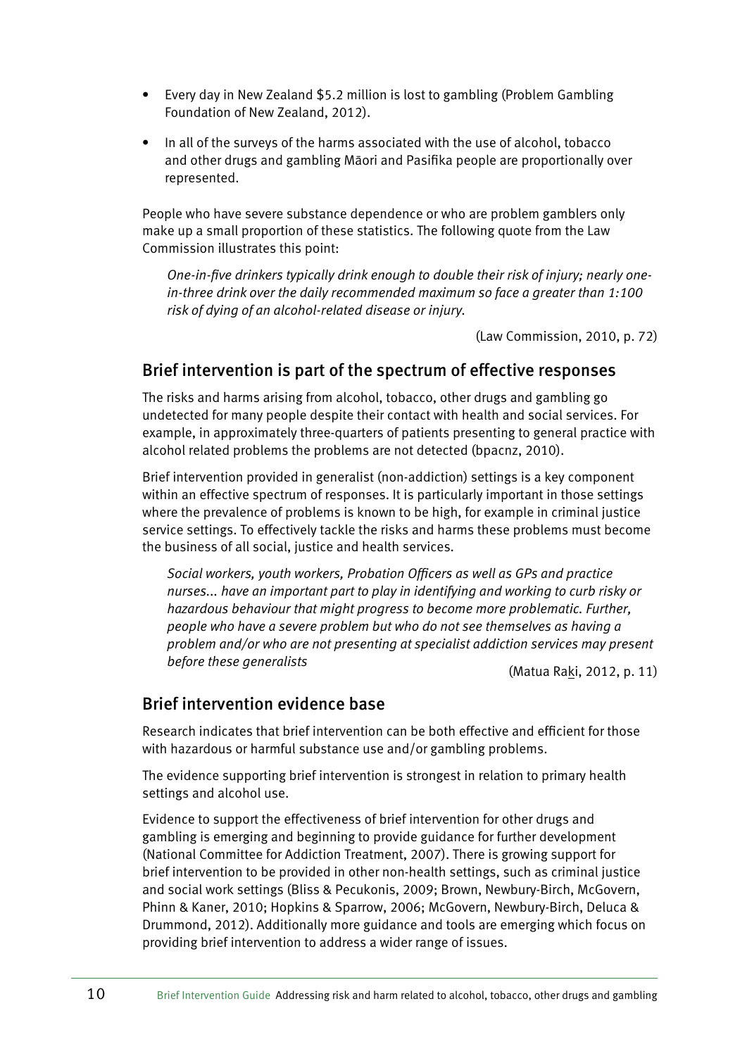- Every day in New Zealand $5.2 million is lost to gambling (Problem Gambling Foundation of New Zealand, 2012).
- In all of the surveys of the harms associated with the use of alcohol, tobacco and other drugs and gambling Māori and Pasifika people are proportionally over represented.

People who have severe substance dependence or who are problem gamblers only make up a small proportion of these statistics. The following quote from the Law Commission illustrates this point:

> *One-in-five drinkers typically drink enough to double their risk of injury; nearly one-in-three drink over the daily recommended maximum so face a greater than 1:100 risk of dying of an alcohol-related disease or injury.*
>
> (Law Commission, 2010, p. 72)

## Brief intervention is part of the spectrum of effective responses

The risks and harms arising from alcohol, tobacco, other drugs and gambling go undetected for many people despite their contact with health and social services. For example, in approximately three-quarters of patients presenting to general practice with alcohol related problems the problems are not detected (bpacnz, 2010).

Brief intervention provided in generalist (non-addiction) settings is a key component within an effective spectrum of responses. It is particularly important in those settings where the prevalence of problems is known to be high, for example in criminal justice service settings. To effectively tackle the risks and harms these problems must become the business of all social, justice and health services.

> *Social workers, youth workers, Probation Officers as well as GPs and practice nurses... have an important part to play in identifying and working to curb risky or hazardous behaviour that might progress to become more problematic. Further, people who have a severe problem but who do not see themselves as having a problem and/or who are not presenting at specialist addiction services may present before these generalists*
>
> (Matua Raki, 2012, p. 11)

## Brief intervention evidence base

Research indicates that brief intervention can be both effective and efficient for those with hazardous or harmful substance use and/or gambling problems.

The evidence supporting brief intervention is strongest in relation to primary health settings and alcohol use.

Evidence to support the effectiveness of brief intervention for other drugs and gambling is emerging and beginning to provide guidance for further development (National Committee for Addiction Treatment, 2007). There is growing support for brief intervention to be provided in other non-health settings, such as criminal justice and social work settings (Bliss & Pecukonis, 2009; Brown, Newbury-Birch, McGovern, Phinn & Kaner, 2010; Hopkins & Sparrow, 2006; McGovern, Newbury-Birch, Deluca & Drummond, 2012). Additionally more guidance and tools are emerging which focus on providing brief intervention to address a wider range of issues.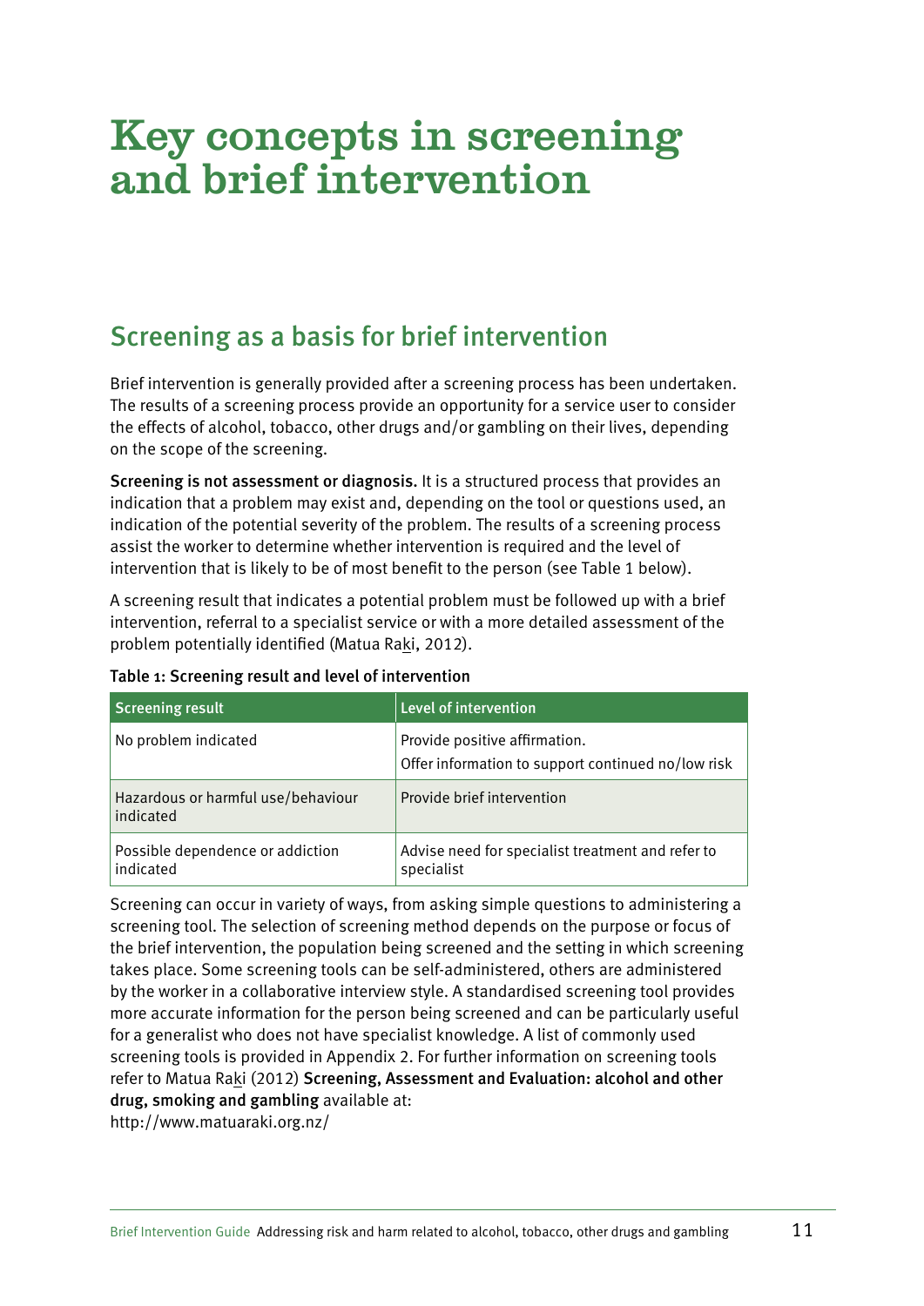# Key concepts in screening and brief intervention

## Screening as a basis for brief intervention

Brief intervention is generally provided after a screening process has been undertaken. The results of a screening process provide an opportunity for a service user to consider the effects of alcohol, tobacco, other drugs and/or gambling on their lives, depending on the scope of the screening.

**Screening is not assessment or diagnosis.** It is a structured process that provides an indication that a problem may exist and, depending on the tool or questions used, an indication of the potential severity of the problem. The results of a screening process assist the worker to determine whether intervention is required and the level of intervention that is likely to be of most benefit to the person (see Table 1 below).

A screening result that indicates a potential problem must be followed up with a brief intervention, referral to a specialist service or with a more detailed assessment of the problem potentially identified (Matua Raki, 2012).

**Table 1: Screening result and level of intervention**

| Screening result | Level of intervention |
|---|---|
| No problem indicated | Provide positive affirmation.<br>Offer information to support continued no/low risk |
| Hazardous or harmful use/behaviour indicated | Provide brief intervention |
| Possible dependence or addiction indicated | Advise need for specialist treatment and refer to specialist |

Screening can occur in variety of ways, from asking simple questions to administering a screening tool. The selection of screening method depends on the purpose or focus of the brief intervention, the population being screened and the setting in which screening takes place. Some screening tools can be self-administered, others are administered by the worker in a collaborative interview style. A standardised screening tool provides more accurate information for the person being screened and can be particularly useful for a generalist who does not have specialist knowledge. A list of commonly used screening tools is provided in Appendix 2. For further information on screening tools refer to Matua Raki (2012) **Screening, Assessment and Evaluation: alcohol and other drug, smoking and gambling** available at:
http://www.matuaraki.org.nz/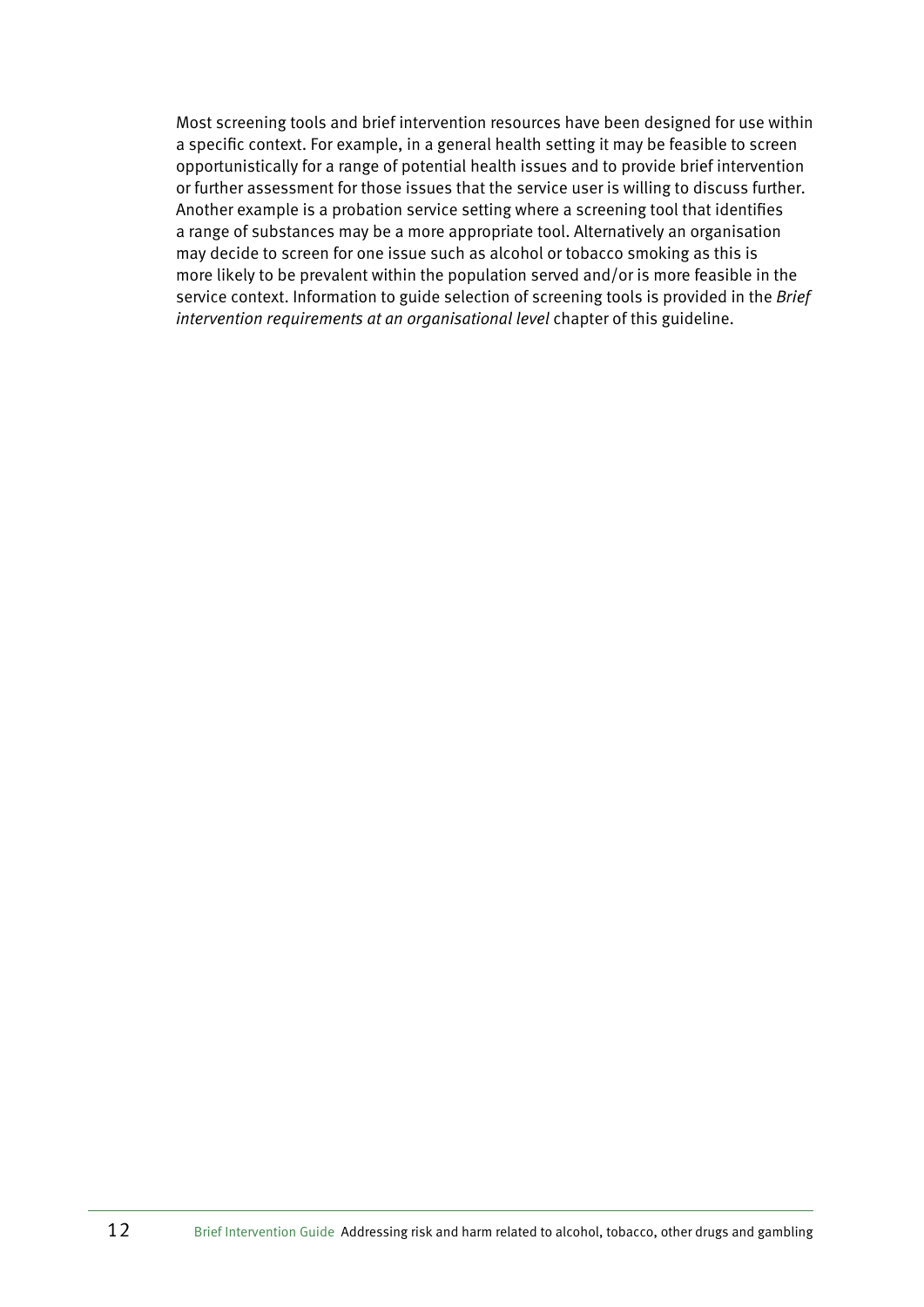Most screening tools and brief intervention resources have been designed for use within a specific context. For example, in a general health setting it may be feasible to screen opportunistically for a range of potential health issues and to provide brief intervention or further assessment for those issues that the service user is willing to discuss further. Another example is a probation service setting where a screening tool that identifies a range of substances may be a more appropriate tool. Alternatively an organisation may decide to screen for one issue such as alcohol or tobacco smoking as this is more likely to be prevalent within the population served and/or is more feasible in the service context. Information to guide selection of screening tools is provided in the *Brief intervention requirements at an organisational level* chapter of this guideline.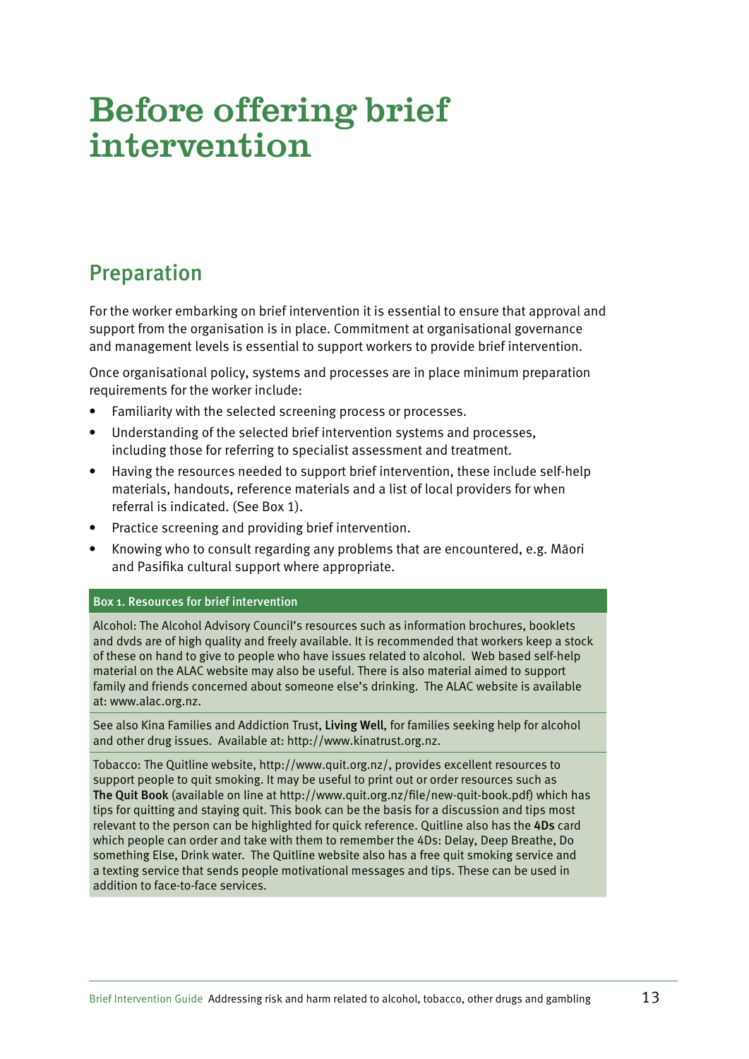# Before offering brief intervention

## Preparation

For the worker embarking on brief intervention it is essential to ensure that approval and support from the organisation is in place. Commitment at organisational governance and management levels is essential to support workers to provide brief intervention.

Once organisational policy, systems and processes are in place minimum preparation requirements for the worker include:

- Familiarity with the selected screening process or processes.
- Understanding of the selected brief intervention systems and processes, including those for referring to specialist assessment and treatment.
- Having the resources needed to support brief intervention, these include self-help materials, handouts, reference materials and a list of local providers for when referral is indicated. (See Box 1).
- Practice screening and providing brief intervention.
- Knowing who to consult regarding any problems that are encountered, e.g. Māori and Pasifika cultural support where appropriate.

**Box 1. Resources for brief intervention**

Alcohol: The Alcohol Advisory Council's resources such as information brochures, booklets and dvds are of high quality and freely available. It is recommended that workers keep a stock of these on hand to give to people who have issues related to alcohol. Web based self-help material on the ALAC website may also be useful. There is also material aimed to support family and friends concerned about someone else's drinking. The ALAC website is available at: www.alac.org.nz.

See also Kina Families and Addiction Trust, **Living Well**, for families seeking help for alcohol and other drug issues. Available at: http://www.kinatrust.org.nz.

Tobacco: The Quitline website, http://www.quit.org.nz/, provides excellent resources to support people to quit smoking. It may be useful to print out or order resources such as **The Quit Book** (available on line at http://www.quit.org.nz/file/new-quit-book.pdf) which has tips for quitting and staying quit. This book can be the basis for a discussion and tips most relevant to the person can be highlighted for quick reference. Quitline also has the **4Ds** card which people can order and take with them to remember the 4Ds: Delay, Deep Breathe, Do something Else, Drink water. The Quitline website also has a free quit smoking service and a texting service that sends people motivational messages and tips. These can be used in addition to face-to-face services.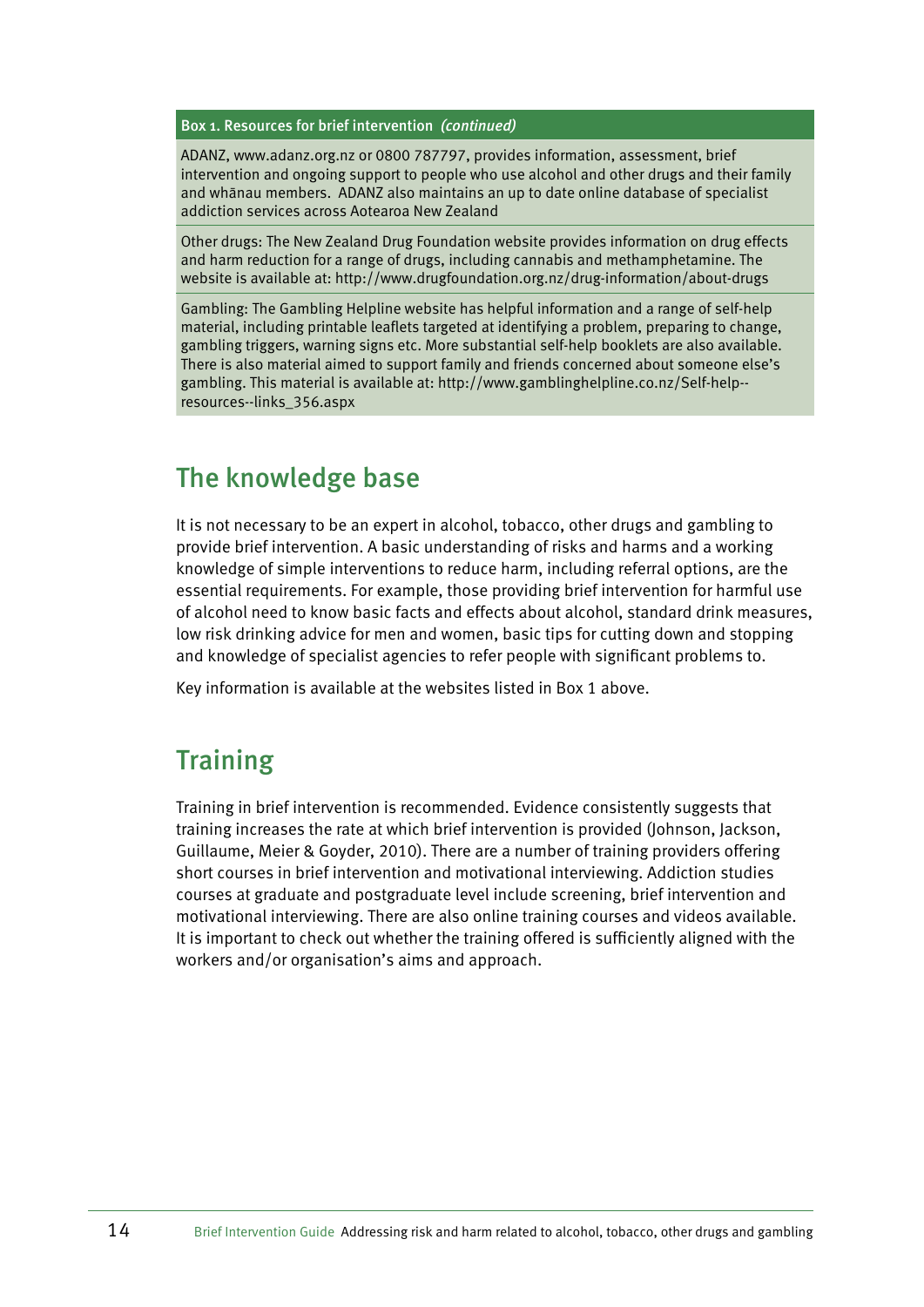**Box 1. Resources for brief intervention *(continued)***

ADANZ, www.adanz.org.nz or 0800 787797, provides information, assessment, brief intervention and ongoing support to people who use alcohol and other drugs and their family and whānau members. ADANZ also maintains an up to date online database of specialist addiction services across Aotearoa New Zealand

Other drugs: The New Zealand Drug Foundation website provides information on drug effects and harm reduction for a range of drugs, including cannabis and methamphetamine. The website is available at: http://www.drugfoundation.org.nz/drug-information/about-drugs

Gambling: The Gambling Helpline website has helpful information and a range of self-help material, including printable leaflets targeted at identifying a problem, preparing to change, gambling triggers, warning signs etc. More substantial self-help booklets are also available. There is also material aimed to support family and friends concerned about someone else's gambling. This material is available at: http://www.gamblinghelpline.co.nz/Self-help--resources--links_356.aspx

## The knowledge base

It is not necessary to be an expert in alcohol, tobacco, other drugs and gambling to provide brief intervention. A basic understanding of risks and harms and a working knowledge of simple interventions to reduce harm, including referral options, are the essential requirements. For example, those providing brief intervention for harmful use of alcohol need to know basic facts and effects about alcohol, standard drink measures, low risk drinking advice for men and women, basic tips for cutting down and stopping and knowledge of specialist agencies to refer people with significant problems to.

Key information is available at the websites listed in Box 1 above.

## Training

Training in brief intervention is recommended. Evidence consistently suggests that training increases the rate at which brief intervention is provided (Johnson, Jackson, Guillaume, Meier & Goyder, 2010). There are a number of training providers offering short courses in brief intervention and motivational interviewing. Addiction studies courses at graduate and postgraduate level include screening, brief intervention and motivational interviewing. There are also online training courses and videos available. It is important to check out whether the training offered is sufficiently aligned with the workers and/or organisation's aims and approach.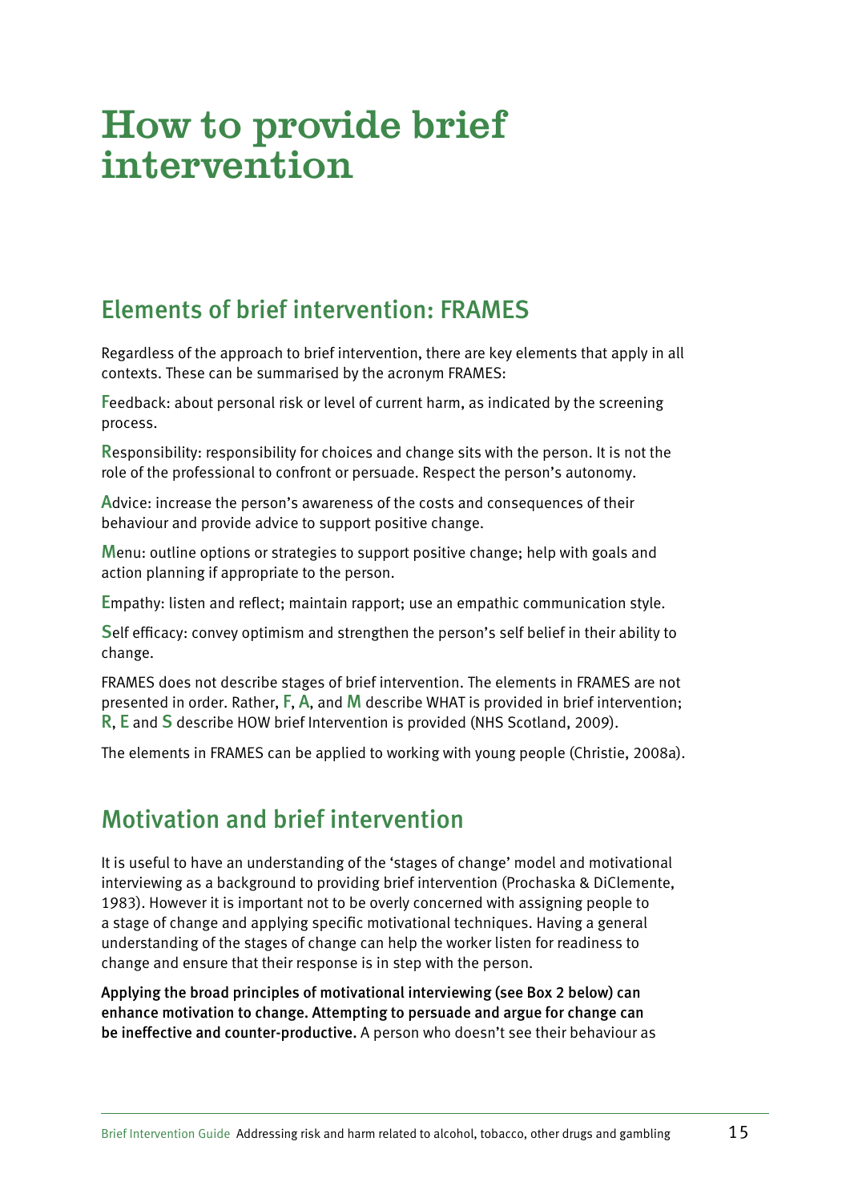# How to provide brief intervention

## Elements of brief intervention: FRAMES

Regardless of the approach to brief intervention, there are key elements that apply in all contexts. These can be summarised by the acronym FRAMES:

**F**eedback: about personal risk or level of current harm, as indicated by the screening process.

**R**esponsibility: responsibility for choices and change sits with the person. It is not the role of the professional to confront or persuade. Respect the person's autonomy.

**A**dvice: increase the person's awareness of the costs and consequences of their behaviour and provide advice to support positive change.

**M**enu: outline options or strategies to support positive change; help with goals and action planning if appropriate to the person.

**E**mpathy: listen and reflect; maintain rapport; use an empathic communication style.

**S**elf efficacy: convey optimism and strengthen the person's self belief in their ability to change.

FRAMES does not describe stages of brief intervention. The elements in FRAMES are not presented in order. Rather, **F**, **A**, and **M** describe WHAT is provided in brief intervention; **R**, **E** and **S** describe HOW brief Intervention is provided (NHS Scotland, 2009).

The elements in FRAMES can be applied to working with young people (Christie, 2008a).

## Motivation and brief intervention

It is useful to have an understanding of the 'stages of change' model and motivational interviewing as a background to providing brief intervention (Prochaska & DiClemente, 1983). However it is important not to be overly concerned with assigning people to a stage of change and applying specific motivational techniques. Having a general understanding of the stages of change can help the worker listen for readiness to change and ensure that their response is in step with the person.

**Applying the broad principles of motivational interviewing (see Box 2 below) can enhance motivation to change. Attempting to persuade and argue for change can be ineffective and counter-productive.** A person who doesn't see their behaviour as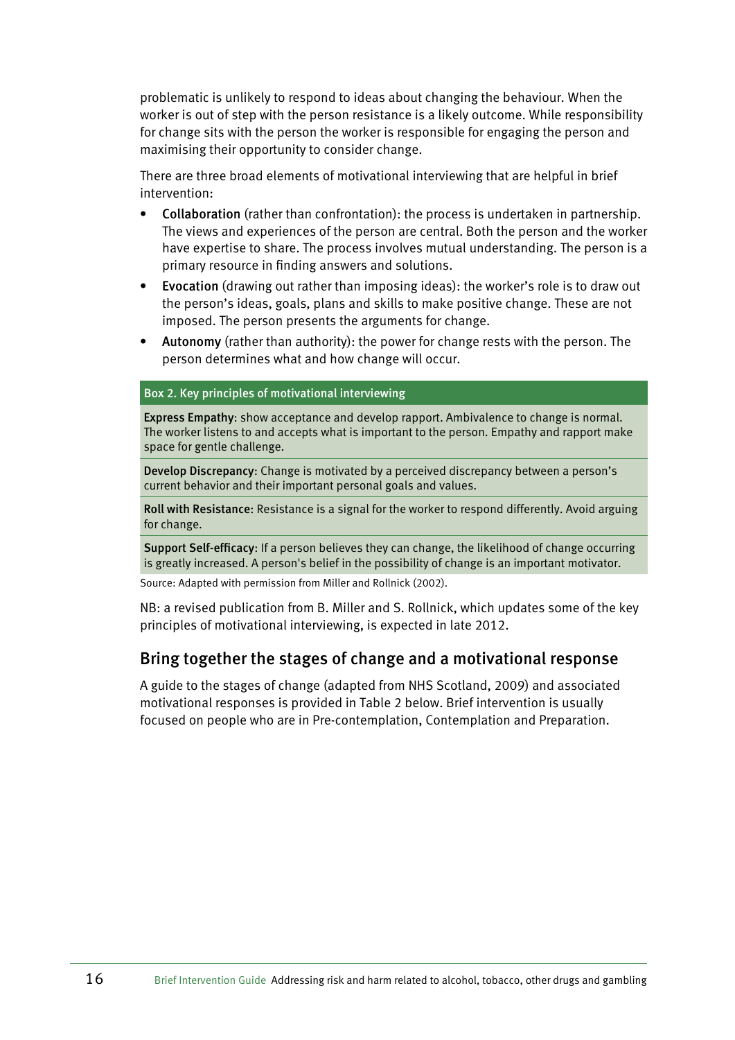problematic is unlikely to respond to ideas about changing the behaviour. When the worker is out of step with the person resistance is a likely outcome. While responsibility for change sits with the person the worker is responsible for engaging the person and maximising their opportunity to consider change.

There are three broad elements of motivational interviewing that are helpful in brief intervention:

- **Collaboration** (rather than confrontation): the process is undertaken in partnership. The views and experiences of the person are central. Both the person and the worker have expertise to share. The process involves mutual understanding. The person is a primary resource in finding answers and solutions.
- **Evocation** (drawing out rather than imposing ideas): the worker's role is to draw out the person's ideas, goals, plans and skills to make positive change. These are not imposed. The person presents the arguments for change.
- **Autonomy** (rather than authority): the power for change rests with the person. The person determines what and how change will occur.

| Box 2. Key principles of motivational interviewing |
|---|
| **Express Empathy**: show acceptance and develop rapport. Ambivalence to change is normal. The worker listens to and accepts what is important to the person. Empathy and rapport make space for gentle challenge. |
| **Develop Discrepancy**: Change is motivated by a perceived discrepancy between a person's current behavior and their important personal goals and values. |
| **Roll with Resistance**: Resistance is a signal for the worker to respond differently. Avoid arguing for change. |
| **Support Self-efficacy**: If a person believes they can change, the likelihood of change occurring is greatly increased. A person's belief in the possibility of change is an important motivator. |

Source: Adapted with permission from Miller and Rollnick (2002).

NB: a revised publication from B. Miller and S. Rollnick, which updates some of the key principles of motivational interviewing, is expected in late 2012.

## Bring together the stages of change and a motivational response

A guide to the stages of change (adapted from NHS Scotland, 2009) and associated motivational responses is provided in Table 2 below. Brief intervention is usually focused on people who are in Pre-contemplation, Contemplation and Preparation.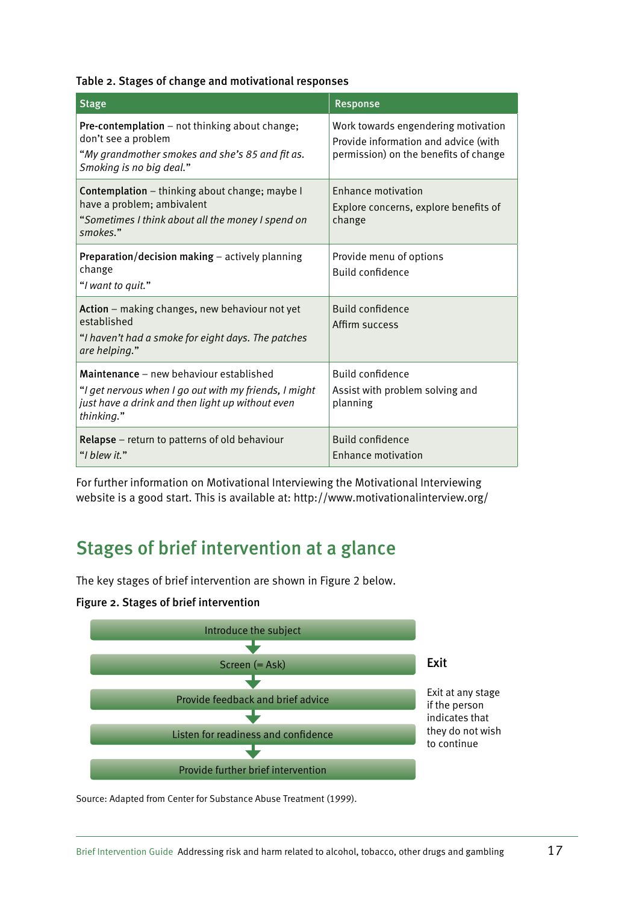**Table 2. Stages of change and motivational responses**

| Stage | Response |
|---|---|
| **Pre-contemplation** – not thinking about change; don't see a problem<br>"*My grandmother smokes and she's 85 and fit as. Smoking is no big deal.*" | Work towards engendering motivation<br>Provide information and advice (with permission) on the benefits of change |
| **Contemplation** – thinking about change; maybe I have a problem; ambivalent<br>"*Sometimes I think about all the money I spend on smokes.*" | Enhance motivation<br>Explore concerns, explore benefits of change |
| **Preparation/decision making** – actively planning change<br>"*I want to quit.*" | Provide menu of options<br>Build confidence |
| **Action** – making changes, new behaviour not yet established<br>"*I haven't had a smoke for eight days. The patches are helping.*" | Build confidence<br>Affirm success |
| **Maintenance** – new behaviour established<br>"*I get nervous when I go out with my friends, I might just have a drink and then light up without even thinking.*" | Build confidence<br>Assist with problem solving and planning |
| **Relapse** – return to patterns of old behaviour<br>"*I blew it.*" | Build confidence<br>Enhance motivation |

For further information on Motivational Interviewing the Motivational Interviewing website is a good start. This is available at: http://www.motivationalinterview.org/

## Stages of brief intervention at a glance

The key stages of brief intervention are shown in Figure 2 below.

**Figure 2. Stages of brief intervention**

1. Introduce the subject
2. Screen (= Ask)
3. Provide feedback and brief advice
4. Listen for readiness and confidence
5. Provide further brief intervention

**Exit**

Exit at any stage if the person indicates that they do not wish to continue

Source: Adapted from Center for Substance Abuse Treatment (1999).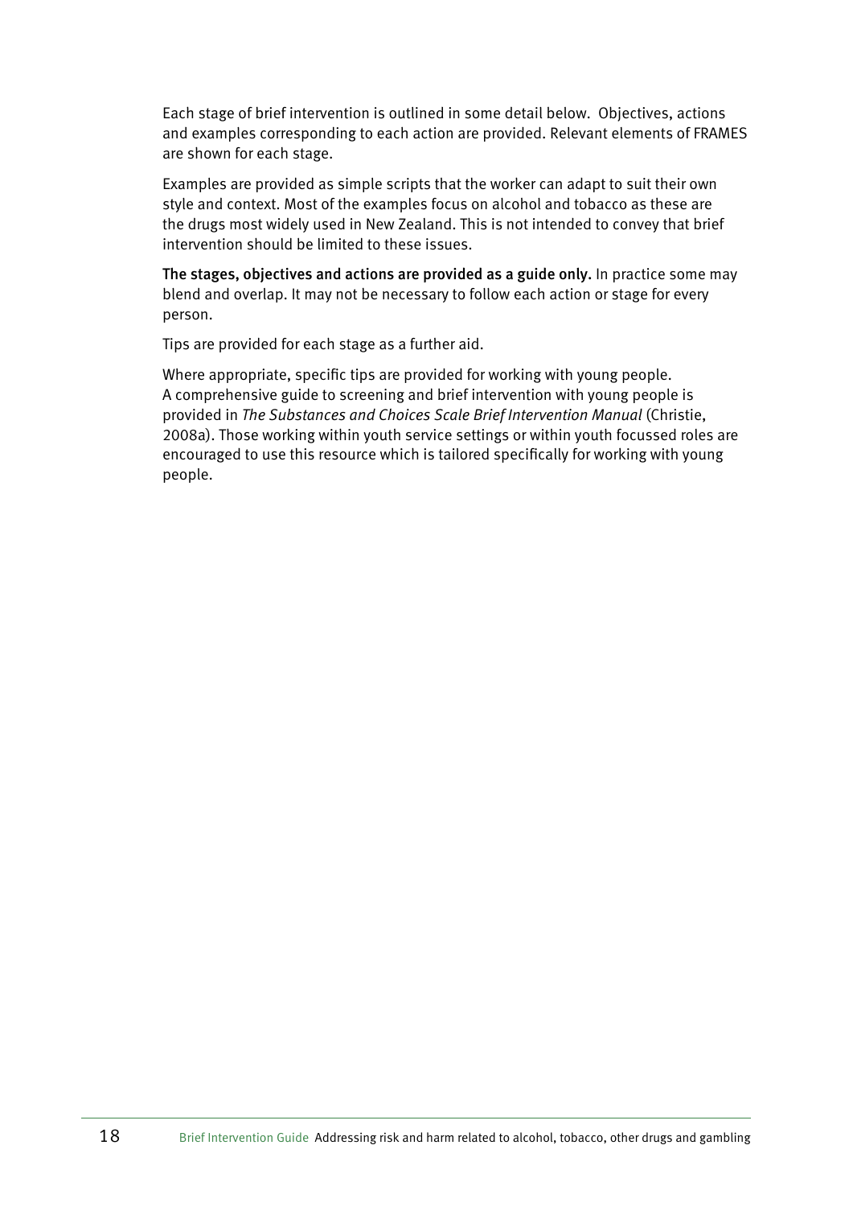Each stage of brief intervention is outlined in some detail below. Objectives, actions and examples corresponding to each action are provided. Relevant elements of FRAMES are shown for each stage.

Examples are provided as simple scripts that the worker can adapt to suit their own style and context. Most of the examples focus on alcohol and tobacco as these are the drugs most widely used in New Zealand. This is not intended to convey that brief intervention should be limited to these issues.

**The stages, objectives and actions are provided as a guide only.** In practice some may blend and overlap. It may not be necessary to follow each action or stage for every person.

Tips are provided for each stage as a further aid.

Where appropriate, specific tips are provided for working with young people. A comprehensive guide to screening and brief intervention with young people is provided in *The Substances and Choices Scale Brief Intervention Manual* (Christie, 2008a). Those working within youth service settings or within youth focussed roles are encouraged to use this resource which is tailored specifically for working with young people.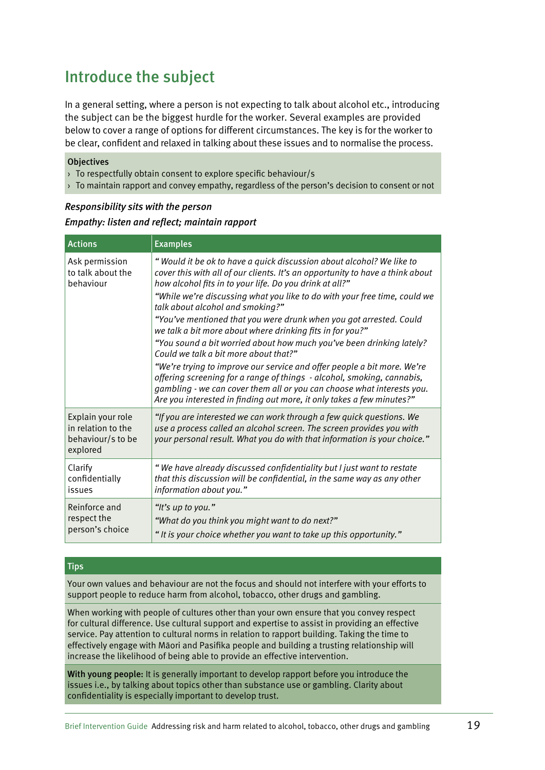## Introduce the subject

In a general setting, where a person is not expecting to talk about alcohol etc., introducing the subject can be the biggest hurdle for the worker. Several examples are provided below to cover a range of options for different circumstances. The key is for the worker to be clear, confident and relaxed in talking about these issues and to normalise the process.

**Objectives**

- To respectfully obtain consent to explore specific behaviour/s
- To maintain rapport and convey empathy, regardless of the person's decision to consent or not

***Responsibility sits with the person***

***Empathy: listen and reflect; maintain rapport***

| Actions | Examples |
|---|---|
| Ask permission to talk about the behaviour | *" Would it be ok to have a quick discussion about alcohol? We like to cover this with all of our clients. It's an opportunity to have a think about how alcohol fits in to your life. Do you drink at all?"* *"While we're discussing what you like to do with your free time, could we talk about alcohol and smoking?"* *"You've mentioned that you were drunk when you got arrested. Could we talk a bit more about where drinking fits in for you?"* *"You sound a bit worried about how much you've been drinking lately? Could we talk a bit more about that?"* *"We're trying to improve our service and offer people a bit more. We're offering screening for a range of things - alcohol, smoking, cannabis, gambling - we can cover them all or you can choose what interests you. Are you interested in finding out more, it only takes a few minutes?"* |
| Explain your role in relation to the behaviour/s to be explored | *"If you are interested we can work through a few quick questions. We use a process called an alcohol screen. The screen provides you with your personal result. What you do with that information is your choice."* |
| Clarify confidentially issues | *" We have already discussed confidentiality but I just want to restate that this discussion will be confidential, in the same way as any other information about you."* |
| Reinforce and respect the person's choice | *"It's up to you."* *"What do you think you might want to do next?"* *" It is your choice whether you want to take up this opportunity."* |

**Tips**

Your own values and behaviour are not the focus and should not interfere with your efforts to support people to reduce harm from alcohol, tobacco, other drugs and gambling.

When working with people of cultures other than your own ensure that you convey respect for cultural difference. Use cultural support and expertise to assist in providing an effective service. Pay attention to cultural norms in relation to rapport building. Taking the time to effectively engage with Māori and Pasifika people and building a trusting relationship will increase the likelihood of being able to provide an effective intervention.

**With young people:** It is generally important to develop rapport before you introduce the issues i.e., by talking about topics other than substance use or gambling. Clarity about confidentiality is especially important to develop trust.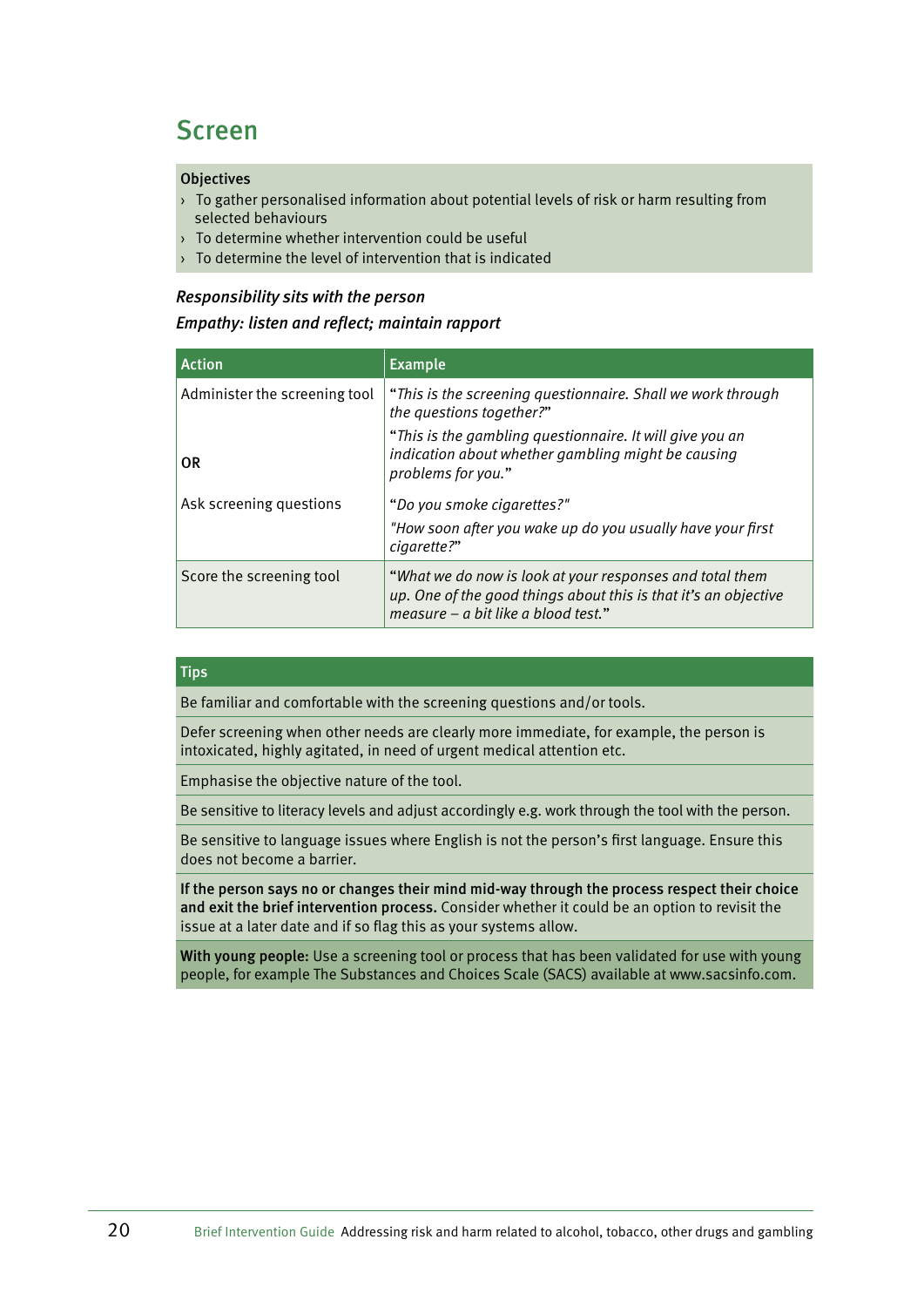# Screen

**Objectives**

- To gather personalised information about potential levels of risk or harm resulting from selected behaviours
- To determine whether intervention could be useful
- To determine the level of intervention that is indicated

***Responsibility sits with the person***

***Empathy: listen and reflect; maintain rapport***

| Action | Example |
|---|---|
| Administer the screening tool<br><br>**OR** | "*This is the screening questionnaire. Shall we work through the questions together?*"<br>"*This is the gambling questionnaire. It will give you an indication about whether gambling might be causing problems for you.*" |
| Ask screening questions | "*Do you smoke cigarettes?*"<br>"*How soon after you wake up do you usually have your first cigarette?*" |
| Score the screening tool | "*What we do now is look at your responses and total them up. One of the good things about this is that it's an objective measure – a bit like a blood test.*" |

| Tips |
|---|
| Be familiar and comfortable with the screening questions and/or tools. |
| Defer screening when other needs are clearly more immediate, for example, the person is intoxicated, highly agitated, in need of urgent medical attention etc. |
| Emphasise the objective nature of the tool. |
| Be sensitive to literacy levels and adjust accordingly e.g. work through the tool with the person. |
| Be sensitive to language issues where English is not the person's first language. Ensure this does not become a barrier. |
| **If the person says no or changes their mind mid-way through the process respect their choice and exit the brief intervention process.** Consider whether it could be an option to revisit the issue at a later date and if so flag this as your systems allow. |
| **With young people:** Use a screening tool or process that has been validated for use with young people, for example The Substances and Choices Scale (SACS) available at www.sacsinfo.com. |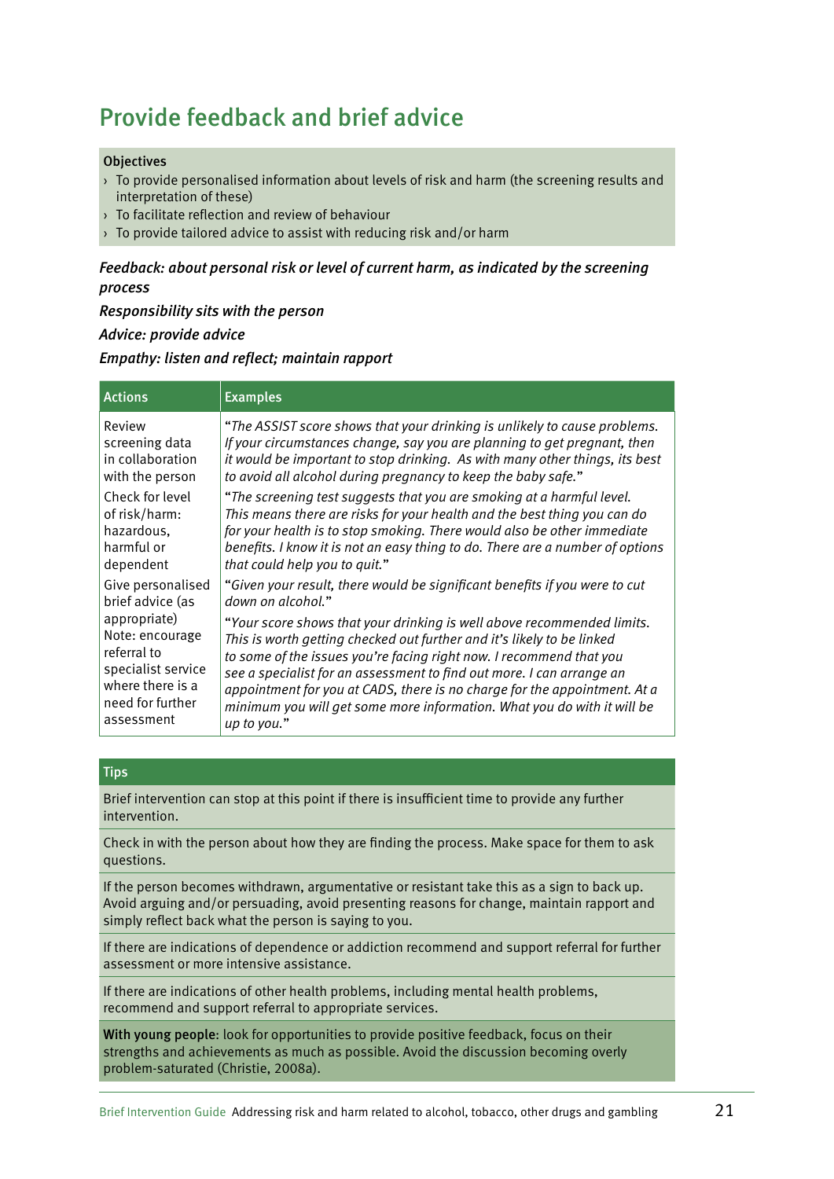## Provide feedback and brief advice

**Objectives**

- To provide personalised information about levels of risk and harm (the screening results and interpretation of these)
- To facilitate reflection and review of behaviour
- To provide tailored advice to assist with reducing risk and/or harm

***Feedback:** about personal risk or level of current harm, as indicated by the screening process*

***Responsibility** sits with the person*

***Advice:** provide advice*

***Empathy:** listen and reflect; maintain rapport*

| Actions | Examples |
|---|---|
| Review screening data in collaboration with the person | "*The ASSIST score shows that your drinking is unlikely to cause problems. If your circumstances change, say you are planning to get pregnant, then it would be important to stop drinking. As with many other things, its best to avoid all alcohol during pregnancy to keep the baby safe.*" |
| Check for level of risk/harm: hazardous, harmful or dependent | "*The screening test suggests that you are smoking at a harmful level. This means there are risks for your health and the best thing you can do for your health is to stop smoking. There would also be other immediate benefits. I know it is not an easy thing to do. There are a number of options that could help you to quit.*" |
| Give personalised brief advice (as appropriate) Note: encourage referral to specialist service where there is a need for further assessment | "*Given your result, there would be significant benefits if you were to cut down on alcohol.*"<br><br>"*Your score shows that your drinking is well above recommended limits. This is worth getting checked out further and it's likely to be linked to some of the issues you're facing right now. I recommend that you see a specialist for an assessment to find out more. I can arrange an appointment for you at CADS, there is no charge for the appointment. At a minimum you will get some more information. What you do with it will be up to you.*" |

**Tips**

Brief intervention can stop at this point if there is insufficient time to provide any further intervention.

Check in with the person about how they are finding the process. Make space for them to ask questions.

If the person becomes withdrawn, argumentative or resistant take this as a sign to back up. Avoid arguing and/or persuading, avoid presenting reasons for change, maintain rapport and simply reflect back what the person is saying to you.

If there are indications of dependence or addiction recommend and support referral for further assessment or more intensive assistance.

If there are indications of other health problems, including mental health problems, recommend and support referral to appropriate services.

**With young people**: look for opportunities to provide positive feedback, focus on their strengths and achievements as much as possible. Avoid the discussion becoming overly problem-saturated (Christie, 2008a).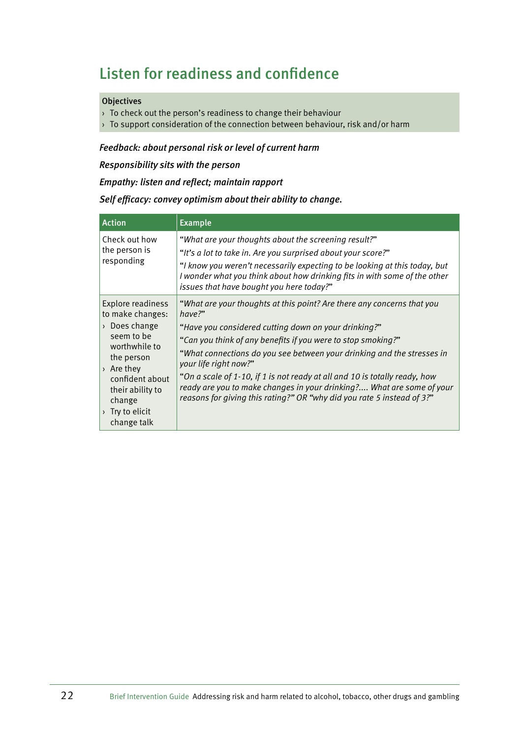## Listen for readiness and confidence

**Objectives**

- To check out the person's readiness to change their behaviour
- To support consideration of the connection between behaviour, risk and/or harm

***Feedback: about personal risk or level of current harm***

***Responsibility sits with the person***

***Empathy: listen and reflect; maintain rapport***

***Self efficacy: convey optimism about their ability to change.***

| Action | Example |
|---|---|
| Check out how the person is responding | "*What are your thoughts about the screening result?*"<br>"*It's a lot to take in. Are you surprised about your score?*"<br>"*I know you weren't necessarily expecting to be looking at this today, but I wonder what you think about how drinking fits in with some of the other issues that have bought you here today?*" |
| Explore readiness to make changes:<br>› Does change seem to be worthwhile to the person<br>› Are they confident about their ability to change<br>› Try to elicit change talk | "*What are your thoughts at this point? Are there any concerns that you have?*"<br>"*Have you considered cutting down on your drinking?*"<br>"*Can you think of any benefits if you were to stop smoking?*"<br>"*What connections do you see between your drinking and the stresses in your life right now?*"<br>"*On a scale of 1-10, if 1 is not ready at all and 10 is totally ready, how ready are you to make changes in your drinking?.... What are some of your reasons for giving this rating?" OR "why did you rate 5 instead of 3?*" |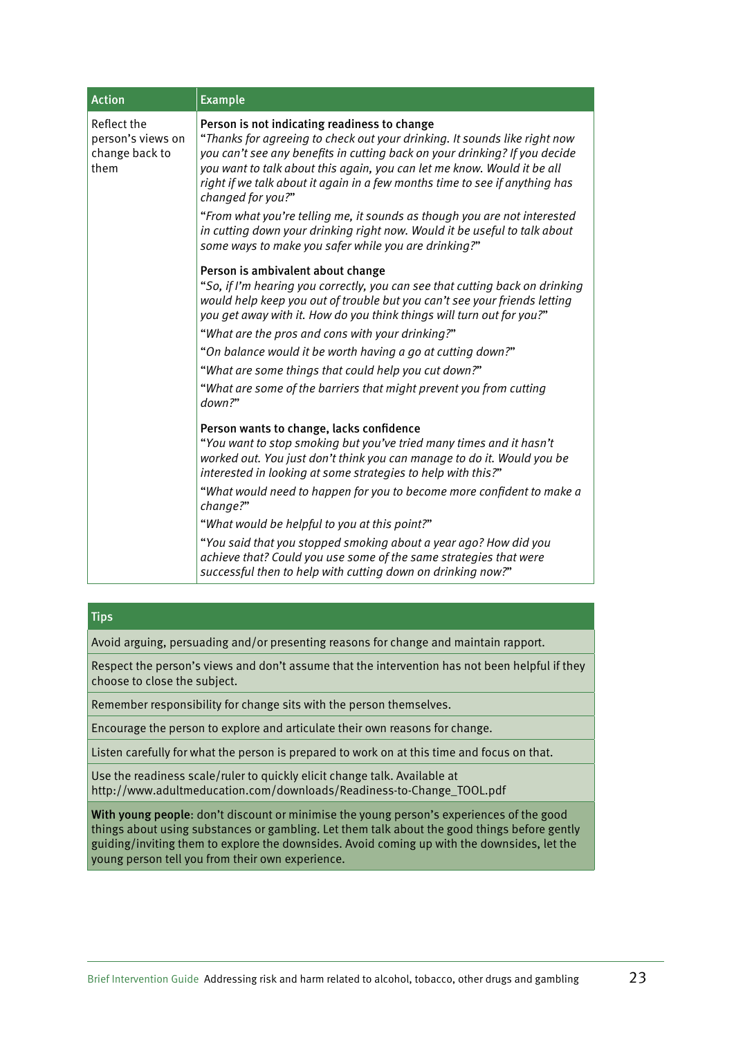| Action | Example |
|---|---|
| Reflect the person's views on change back to them | **Person is not indicating readiness to change**<br>"*Thanks for agreeing to check out your drinking. It sounds like right now you can't see any benefits in cutting back on your drinking? If you decide you want to talk about this again, you can let me know. Would it be all right if we talk about it again in a few months time to see if anything has changed for you?*"<br>"*From what you're telling me, it sounds as though you are not interested in cutting down your drinking right now. Would it be useful to talk about some ways to make you safer while you are drinking?*"<br><br>**Person is ambivalent about change**<br>"*So, if I'm hearing you correctly, you can see that cutting back on drinking would help keep you out of trouble but you can't see your friends letting you get away with it. How do you think things will turn out for you?*"<br>"*What are the pros and cons with your drinking?*"<br>"*On balance would it be worth having a go at cutting down?*"<br>"*What are some things that could help you cut down?*"<br>"*What are some of the barriers that might prevent you from cutting down?*"<br><br>**Person wants to change, lacks confidence**<br>"*You want to stop smoking but you've tried many times and it hasn't worked out. You just don't think you can manage to do it. Would you be interested in looking at some strategies to help with this?*"<br>"*What would need to happen for you to become more confident to make a change?*"<br>"*What would be helpful to you at this point?*"<br>"*You said that you stopped smoking about a year ago? How did you achieve that? Could you use some of the same strategies that were successful then to help with cutting down on drinking now?*" |

| Tips |
|---|
| Avoid arguing, persuading and/or presenting reasons for change and maintain rapport. |
| Respect the person's views and don't assume that the intervention has not been helpful if they choose to close the subject. |
| Remember responsibility for change sits with the person themselves. |
| Encourage the person to explore and articulate their own reasons for change. |
| Listen carefully for what the person is prepared to work on at this time and focus on that. |
| Use the readiness scale/ruler to quickly elicit change talk. Available at http://www.adultmeducation.com/downloads/Readiness-to-Change_TOOL.pdf |
| **With young people**: don't discount or minimise the young person's experiences of the good things about using substances or gambling. Let them talk about the good things before gently guiding/inviting them to explore the downsides. Avoid coming up with the downsides, let the young person tell you from their own experience. |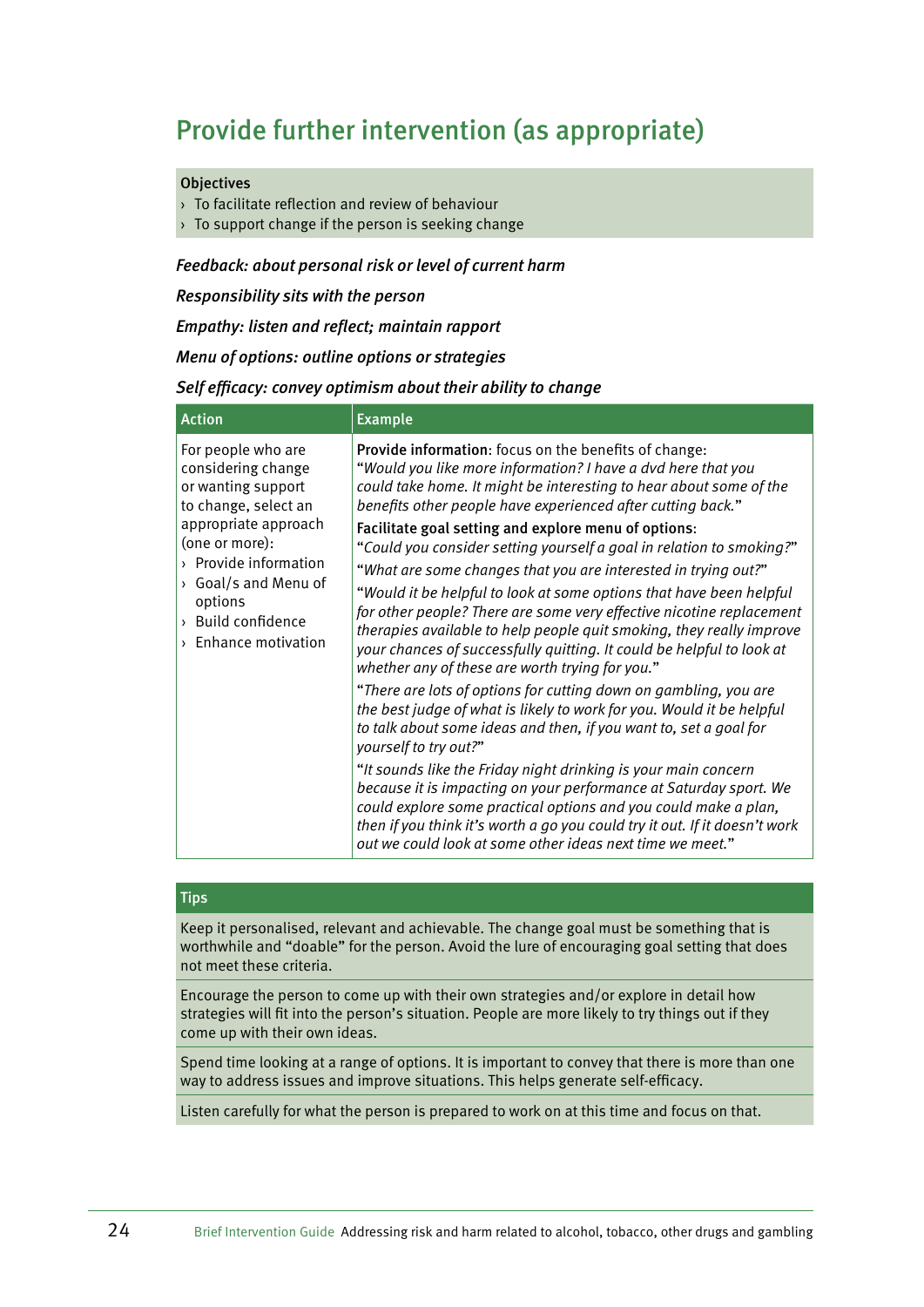# Provide further intervention (as appropriate)

**Objectives**

- To facilitate reflection and review of behaviour
- To support change if the person is seeking change

***Feedback: about personal risk or level of current harm***

***Responsibility sits with the person***

***Empathy: listen and reflect; maintain rapport***

***Menu of options: outline options or strategies***

***Self efficacy: convey optimism about their ability to change***

| Action | Example |
|---|---|
| For people who are considering change or wanting support to change, select an appropriate approach (one or more):<br>› Provide information<br>› Goal/s and Menu of options<br>› Build confidence<br>› Enhance motivation | **Provide information**: focus on the benefits of change:<br>"*Would you like more information? I have a dvd here that you could take home. It might be interesting to hear about some of the benefits other people have experienced after cutting back.*"<br>**Facilitate goal setting and explore menu of options**:<br>"*Could you consider setting yourself a goal in relation to smoking?*"<br>"*What are some changes that you are interested in trying out?*"<br>"*Would it be helpful to look at some options that have been helpful for other people? There are some very effective nicotine replacement therapies available to help people quit smoking, they really improve your chances of successfully quitting. It could be helpful to look at whether any of these are worth trying for you.*"<br>"*There are lots of options for cutting down on gambling, you are the best judge of what is likely to work for you. Would it be helpful to talk about some ideas and then, if you want to, set a goal for yourself to try out?*"<br>"*It sounds like the Friday night drinking is your main concern because it is impacting on your performance at Saturday sport. We could explore some practical options and you could make a plan, then if you think it's worth a go you could try it out. If it doesn't work out we could look at some other ideas next time we meet.*" |

**Tips**

Keep it personalised, relevant and achievable. The change goal must be something that is worthwhile and "doable" for the person. Avoid the lure of encouraging goal setting that does not meet these criteria.

Encourage the person to come up with their own strategies and/or explore in detail how strategies will fit into the person's situation. People are more likely to try things out if they come up with their own ideas.

Spend time looking at a range of options. It is important to convey that there is more than one way to address issues and improve situations. This helps generate self-efficacy.

Listen carefully for what the person is prepared to work on at this time and focus on that.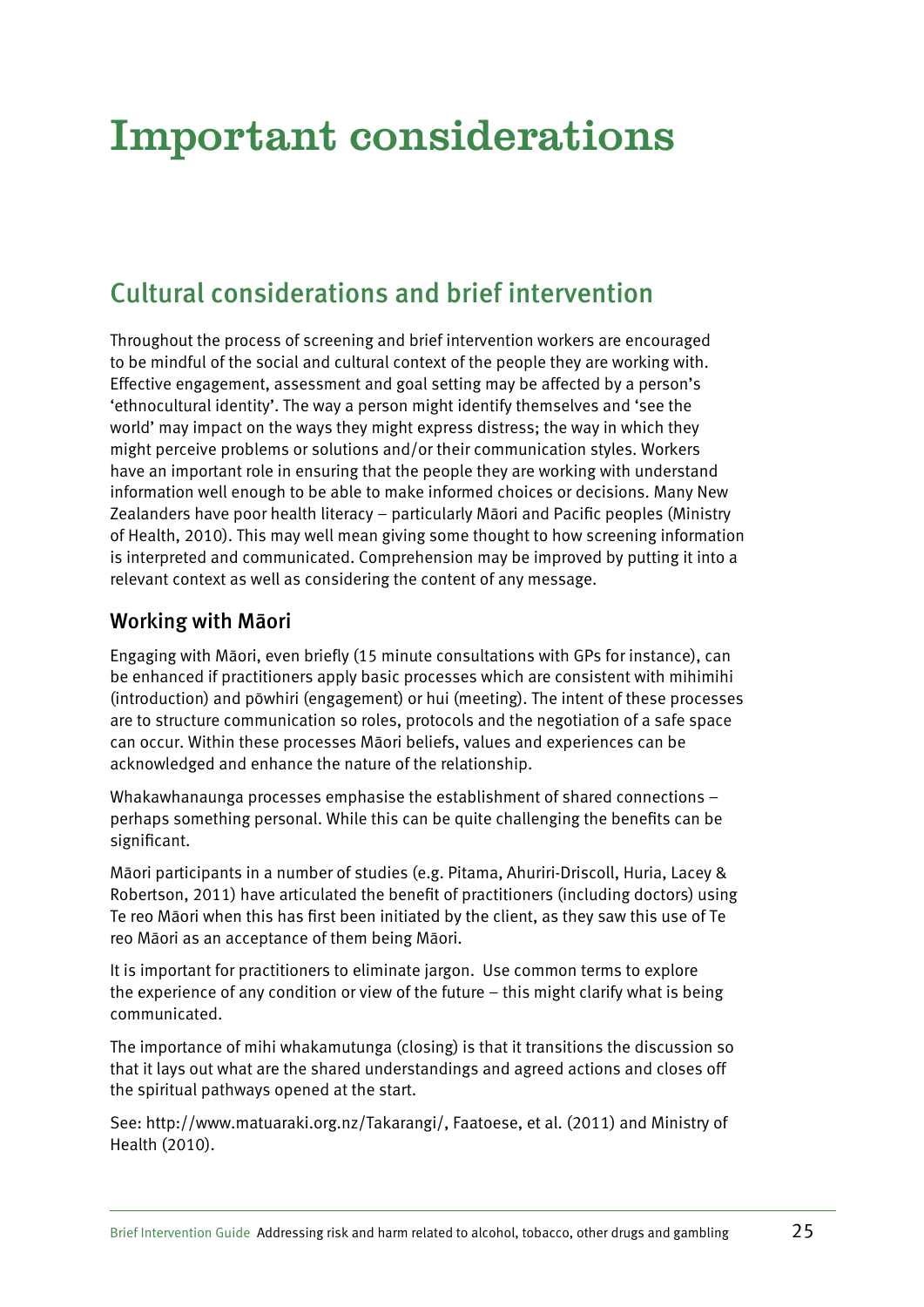# Important considerations

## Cultural considerations and brief intervention

Throughout the process of screening and brief intervention workers are encouraged to be mindful of the social and cultural context of the people they are working with. Effective engagement, assessment and goal setting may be affected by a person's 'ethnocultural identity'. The way a person might identify themselves and 'see the world' may impact on the ways they might express distress; the way in which they might perceive problems or solutions and/or their communication styles. Workers have an important role in ensuring that the people they are working with understand information well enough to be able to make informed choices or decisions. Many New Zealanders have poor health literacy – particularly Māori and Pacific peoples (Ministry of Health, 2010). This may well mean giving some thought to how screening information is interpreted and communicated. Comprehension may be improved by putting it into a relevant context as well as considering the content of any message.

### Working with Māori

Engaging with Māori, even briefly (15 minute consultations with GPs for instance), can be enhanced if practitioners apply basic processes which are consistent with mihimihi (introduction) and pōwhiri (engagement) or hui (meeting). The intent of these processes are to structure communication so roles, protocols and the negotiation of a safe space can occur. Within these processes Māori beliefs, values and experiences can be acknowledged and enhance the nature of the relationship.

Whakawhanaunga processes emphasise the establishment of shared connections – perhaps something personal. While this can be quite challenging the benefits can be significant.

Māori participants in a number of studies (e.g. Pitama, Ahuriri-Driscoll, Huria, Lacey & Robertson, 2011) have articulated the benefit of practitioners (including doctors) using Te reo Māori when this has first been initiated by the client, as they saw this use of Te reo Māori as an acceptance of them being Māori.

It is important for practitioners to eliminate jargon. Use common terms to explore the experience of any condition or view of the future – this might clarify what is being communicated.

The importance of mihi whakamutunga (closing) is that it transitions the discussion so that it lays out what are the shared understandings and agreed actions and closes off the spiritual pathways opened at the start.

See: http://www.matuaraki.org.nz/Takarangi/, Faatoese, et al. (2011) and Ministry of Health (2010).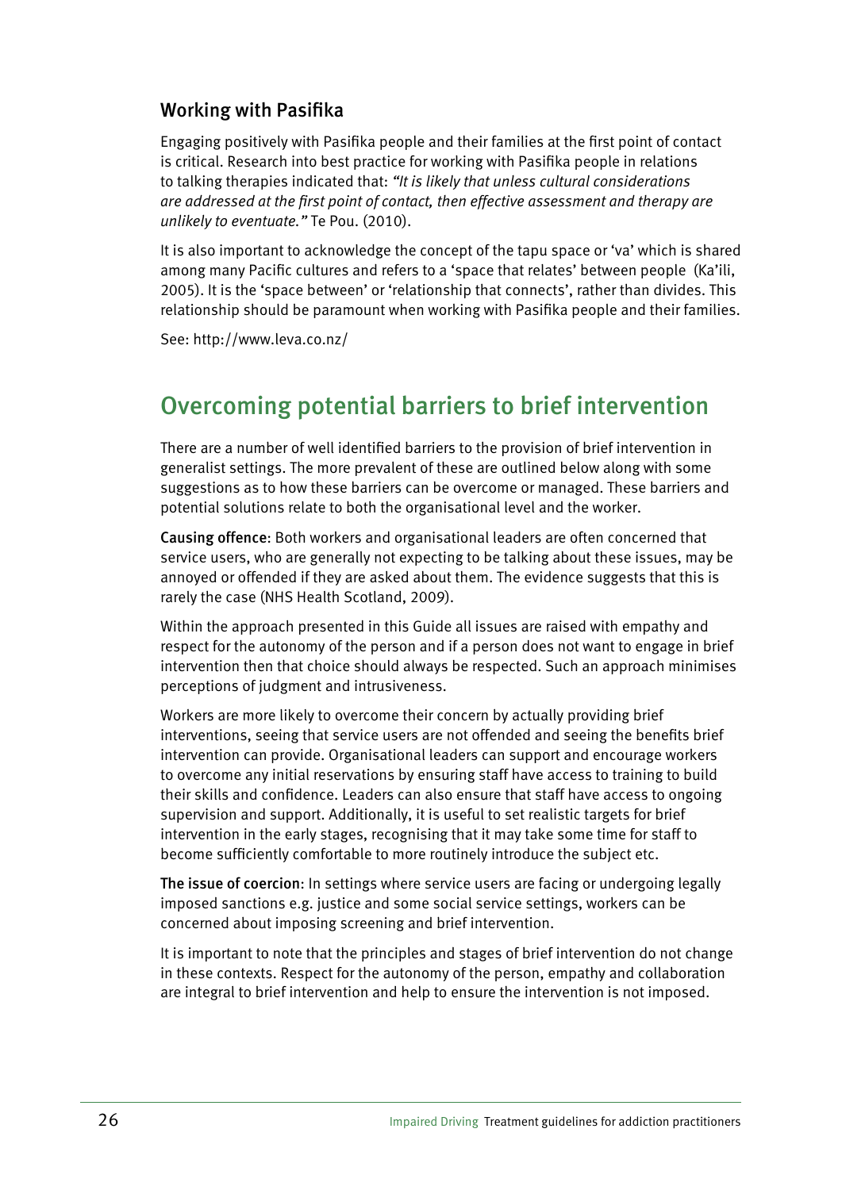### Working with Pasifika

Engaging positively with Pasifika people and their families at the first point of contact is critical. Research into best practice for working with Pasifika people in relations to talking therapies indicated that: *"It is likely that unless cultural considerations are addressed at the first point of contact, then effective assessment and therapy are unlikely to eventuate."* Te Pou. (2010).

It is also important to acknowledge the concept of the tapu space or 'va' which is shared among many Pacific cultures and refers to a 'space that relates' between people (Ka'ili, 2005). It is the 'space between' or 'relationship that connects', rather than divides. This relationship should be paramount when working with Pasifika people and their families.

See: http://www.leva.co.nz/

## Overcoming potential barriers to brief intervention

There are a number of well identified barriers to the provision of brief intervention in generalist settings. The more prevalent of these are outlined below along with some suggestions as to how these barriers can be overcome or managed. These barriers and potential solutions relate to both the organisational level and the worker.

**Causing offence**: Both workers and organisational leaders are often concerned that service users, who are generally not expecting to be talking about these issues, may be annoyed or offended if they are asked about them. The evidence suggests that this is rarely the case (NHS Health Scotland, 2009).

Within the approach presented in this Guide all issues are raised with empathy and respect for the autonomy of the person and if a person does not want to engage in brief intervention then that choice should always be respected. Such an approach minimises perceptions of judgment and intrusiveness.

Workers are more likely to overcome their concern by actually providing brief interventions, seeing that service users are not offended and seeing the benefits brief intervention can provide. Organisational leaders can support and encourage workers to overcome any initial reservations by ensuring staff have access to training to build their skills and confidence. Leaders can also ensure that staff have access to ongoing supervision and support. Additionally, it is useful to set realistic targets for brief intervention in the early stages, recognising that it may take some time for staff to become sufficiently comfortable to more routinely introduce the subject etc.

**The issue of coercion**: In settings where service users are facing or undergoing legally imposed sanctions e.g. justice and some social service settings, workers can be concerned about imposing screening and brief intervention.

It is important to note that the principles and stages of brief intervention do not change in these contexts. Respect for the autonomy of the person, empathy and collaboration are integral to brief intervention and help to ensure the intervention is not imposed.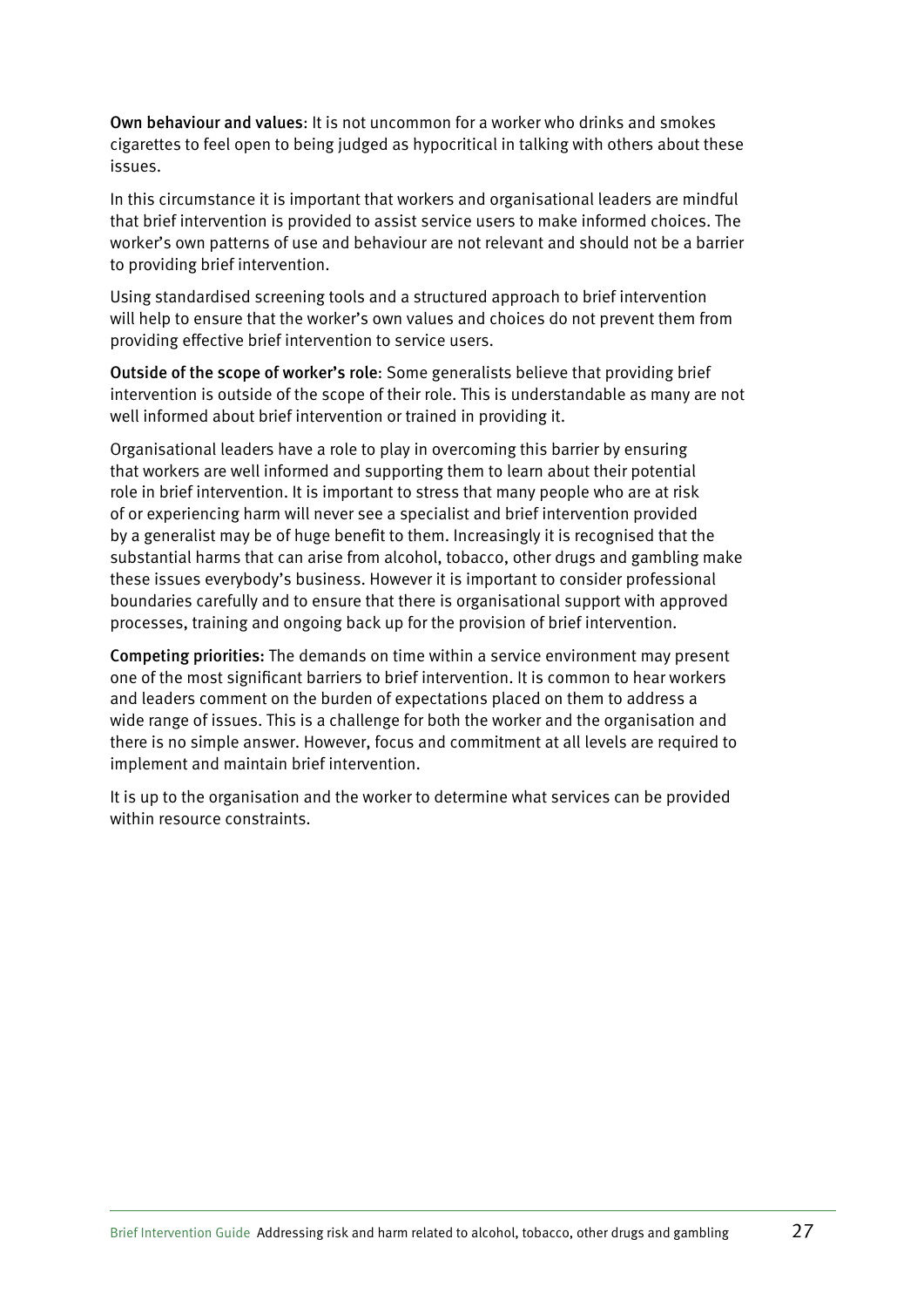**Own behaviour and values**: It is not uncommon for a worker who drinks and smokes cigarettes to feel open to being judged as hypocritical in talking with others about these issues.

In this circumstance it is important that workers and organisational leaders are mindful that brief intervention is provided to assist service users to make informed choices. The worker's own patterns of use and behaviour are not relevant and should not be a barrier to providing brief intervention.

Using standardised screening tools and a structured approach to brief intervention will help to ensure that the worker's own values and choices do not prevent them from providing effective brief intervention to service users.

**Outside of the scope of worker's role**: Some generalists believe that providing brief intervention is outside of the scope of their role. This is understandable as many are not well informed about brief intervention or trained in providing it.

Organisational leaders have a role to play in overcoming this barrier by ensuring that workers are well informed and supporting them to learn about their potential role in brief intervention. It is important to stress that many people who are at risk of or experiencing harm will never see a specialist and brief intervention provided by a generalist may be of huge benefit to them. Increasingly it is recognised that the substantial harms that can arise from alcohol, tobacco, other drugs and gambling make these issues everybody's business. However it is important to consider professional boundaries carefully and to ensure that there is organisational support with approved processes, training and ongoing back up for the provision of brief intervention.

**Competing priorities:** The demands on time within a service environment may present one of the most significant barriers to brief intervention. It is common to hear workers and leaders comment on the burden of expectations placed on them to address a wide range of issues. This is a challenge for both the worker and the organisation and there is no simple answer. However, focus and commitment at all levels are required to implement and maintain brief intervention.

It is up to the organisation and the worker to determine what services can be provided within resource constraints.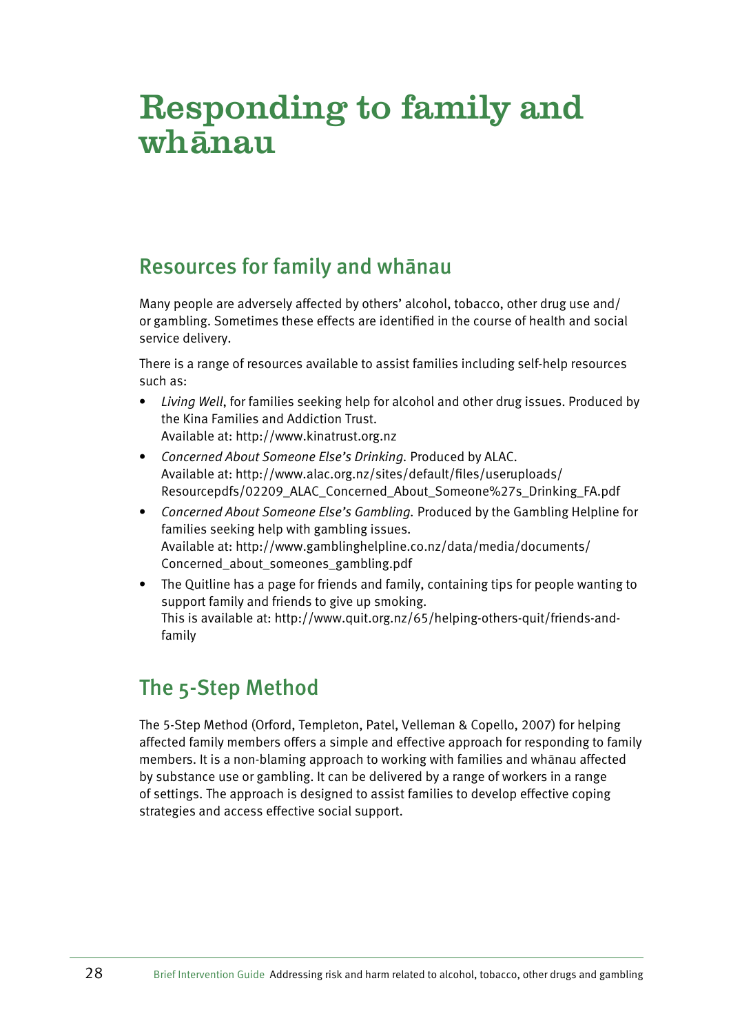# Responding to family and whānau

## Resources for family and whānau

Many people are adversely affected by others' alcohol, tobacco, other drug use and/or gambling. Sometimes these effects are identified in the course of health and social service delivery.

There is a range of resources available to assist families including self-help resources such as:

- *Living Well*, for families seeking help for alcohol and other drug issues. Produced by the Kina Families and Addiction Trust.
  Available at: http://www.kinatrust.org.nz
- *Concerned About Someone Else's Drinking*. Produced by ALAC.
  Available at: http://www.alac.org.nz/sites/default/files/useruploads/Resourcepdfs/02209_ALAC_Concerned_About_Someone%27s_Drinking_FA.pdf
- *Concerned About Someone Else's Gambling*. Produced by the Gambling Helpline for families seeking help with gambling issues.
  Available at: http://www.gamblinghelpline.co.nz/data/media/documents/Concerned_about_someones_gambling.pdf
- The Quitline has a page for friends and family, containing tips for people wanting to support family and friends to give up smoking.
  This is available at: http://www.quit.org.nz/65/helping-others-quit/friends-and-family

## The 5-Step Method

The 5-Step Method (Orford, Templeton, Patel, Velleman & Copello, 2007) for helping affected family members offers a simple and effective approach for responding to family members. It is a non-blaming approach to working with families and whānau affected by substance use or gambling. It can be delivered by a range of workers in a range of settings. The approach is designed to assist families to develop effective coping strategies and access effective social support.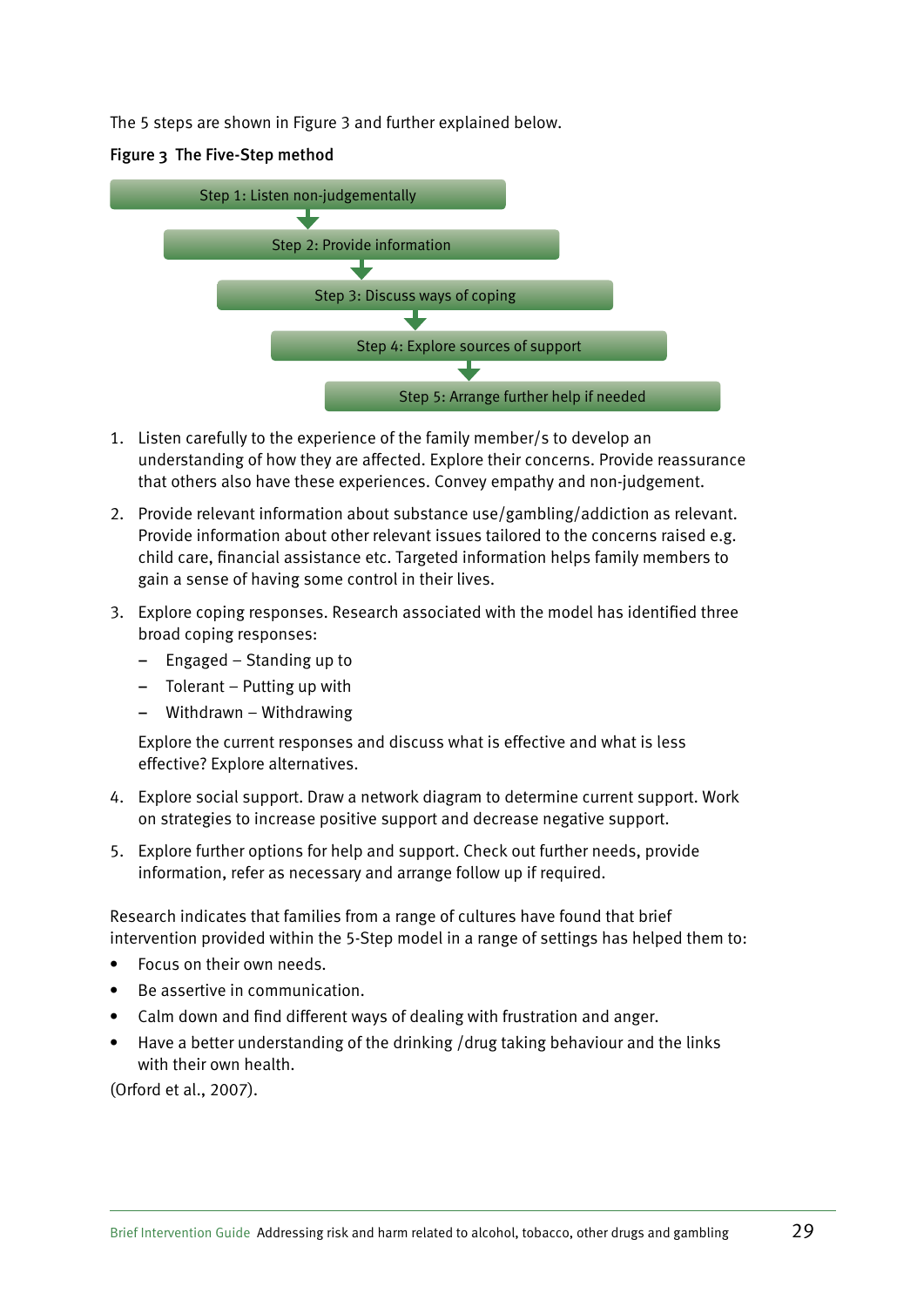The 5 steps are shown in Figure 3 and further explained below.

**Figure 3 The Five-Step method**

Step 1: Listen non-judgementally
↓
Step 2: Provide information
↓
Step 3: Discuss ways of coping
↓
Step 4: Explore sources of support
↓
Step 5: Arrange further help if needed

1. Listen carefully to the experience of the family member/s to develop an understanding of how they are affected. Explore their concerns. Provide reassurance that others also have these experiences. Convey empathy and non-judgement.
2. Provide relevant information about substance use/gambling/addiction as relevant. Provide information about other relevant issues tailored to the concerns raised e.g. child care, financial assistance etc. Targeted information helps family members to gain a sense of having some control in their lives.
3. Explore coping responses. Research associated with the model has identified three broad coping responses:
   - Engaged – Standing up to
   - Tolerant – Putting up with
   - Withdrawn – Withdrawing

   Explore the current responses and discuss what is effective and what is less effective? Explore alternatives.
4. Explore social support. Draw a network diagram to determine current support. Work on strategies to increase positive support and decrease negative support.
5. Explore further options for help and support. Check out further needs, provide information, refer as necessary and arrange follow up if required.

Research indicates that families from a range of cultures have found that brief intervention provided within the 5-Step model in a range of settings has helped them to:

- Focus on their own needs.
- Be assertive in communication.
- Calm down and find different ways of dealing with frustration and anger.
- Have a better understanding of the drinking /drug taking behaviour and the links with their own health.

(Orford et al., 2007).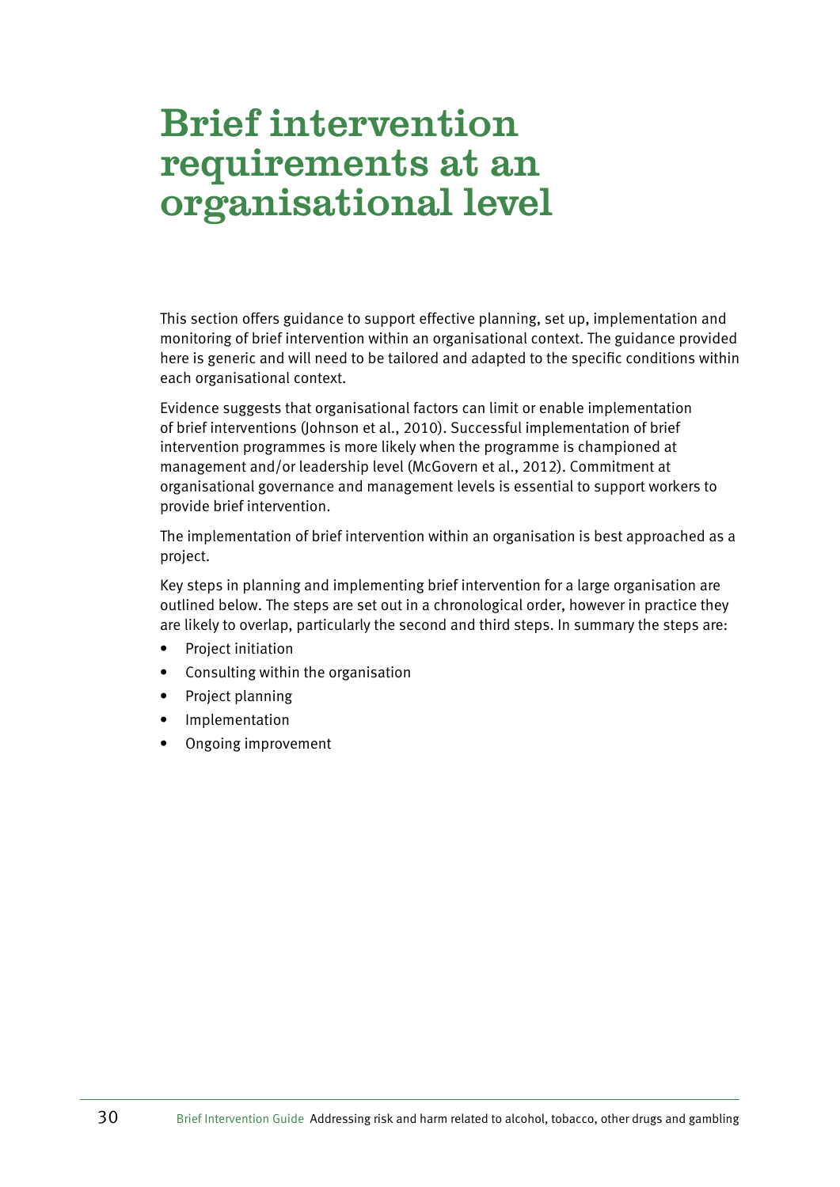# Brief intervention requirements at an organisational level

This section offers guidance to support effective planning, set up, implementation and monitoring of brief intervention within an organisational context. The guidance provided here is generic and will need to be tailored and adapted to the specific conditions within each organisational context.

Evidence suggests that organisational factors can limit or enable implementation of brief interventions (Johnson et al., 2010). Successful implementation of brief intervention programmes is more likely when the programme is championed at management and/or leadership level (McGovern et al., 2012). Commitment at organisational governance and management levels is essential to support workers to provide brief intervention.

The implementation of brief intervention within an organisation is best approached as a project.

Key steps in planning and implementing brief intervention for a large organisation are outlined below. The steps are set out in a chronological order, however in practice they are likely to overlap, particularly the second and third steps. In summary the steps are:

- Project initiation
- Consulting within the organisation
- Project planning
- Implementation
- Ongoing improvement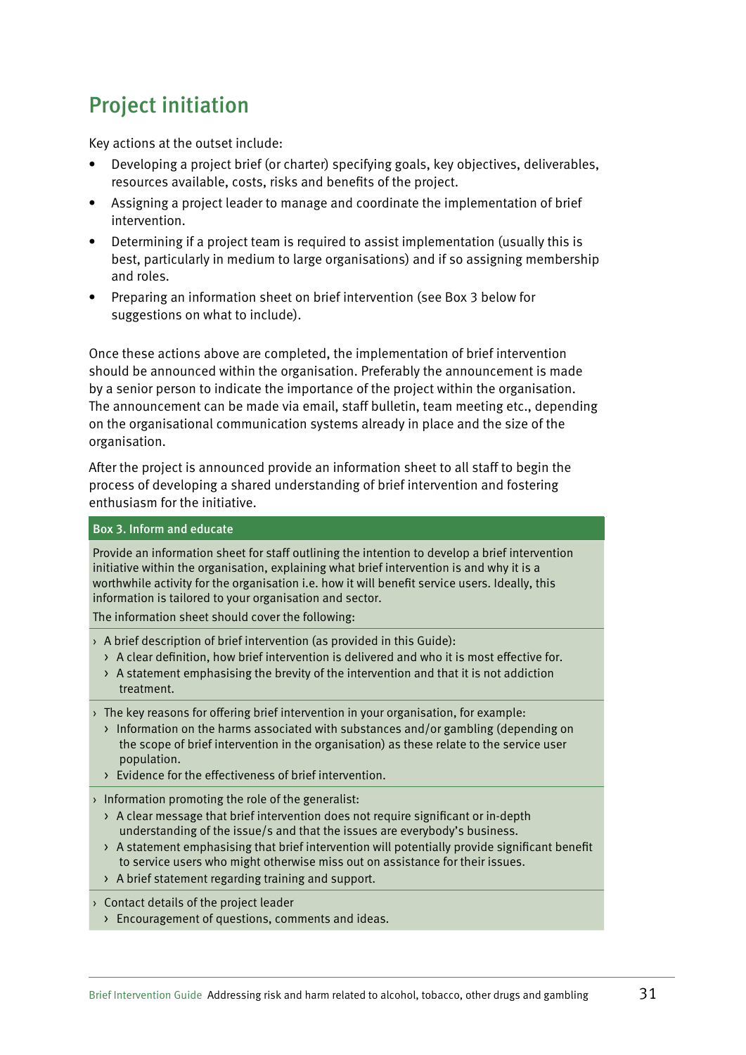## Project initiation

Key actions at the outset include:

- Developing a project brief (or charter) specifying goals, key objectives, deliverables, resources available, costs, risks and benefits of the project.
- Assigning a project leader to manage and coordinate the implementation of brief intervention.
- Determining if a project team is required to assist implementation (usually this is best, particularly in medium to large organisations) and if so assigning membership and roles.
- Preparing an information sheet on brief intervention (see Box 3 below for suggestions on what to include).

Once these actions above are completed, the implementation of brief intervention should be announced within the organisation. Preferably the announcement is made by a senior person to indicate the importance of the project within the organisation. The announcement can be made via email, staff bulletin, team meeting etc., depending on the organisational communication systems already in place and the size of the organisation.

After the project is announced provide an information sheet to all staff to begin the process of developing a shared understanding of brief intervention and fostering enthusiasm for the initiative.

**Box 3. Inform and educate**

Provide an information sheet for staff outlining the intention to develop a brief intervention initiative within the organisation, explaining what brief intervention is and why it is a worthwhile activity for the organisation i.e. how it will benefit service users. Ideally, this information is tailored to your organisation and sector.

The information sheet should cover the following:

- A brief description of brief intervention (as provided in this Guide):
  - A clear definition, how brief intervention is delivered and who it is most effective for.
  - A statement emphasising the brevity of the intervention and that it is not addiction treatment.
- The key reasons for offering brief intervention in your organisation, for example:
  - Information on the harms associated with substances and/or gambling (depending on the scope of brief intervention in the organisation) as these relate to the service user population.
  - Evidence for the effectiveness of brief intervention.
- Information promoting the role of the generalist:
  - A clear message that brief intervention does not require significant or in-depth understanding of the issue/s and that the issues are everybody's business.
  - A statement emphasising that brief intervention will potentially provide significant benefit to service users who might otherwise miss out on assistance for their issues.
  - A brief statement regarding training and support.
- Contact details of the project leader
  - Encouragement of questions, comments and ideas.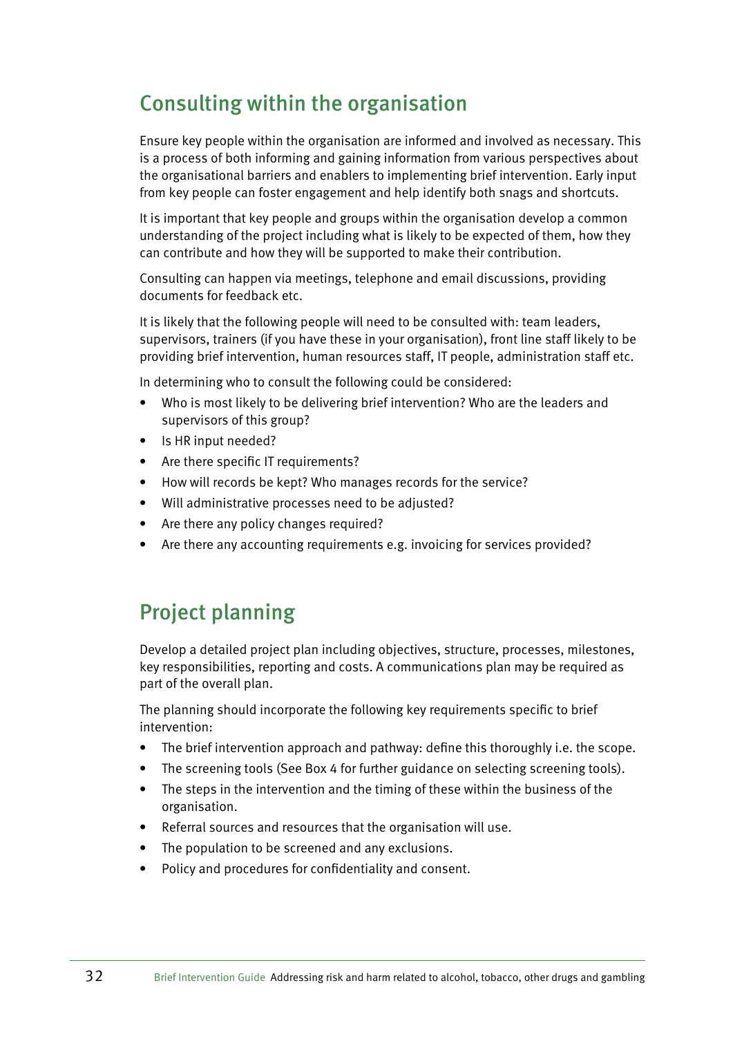## Consulting within the organisation

Ensure key people within the organisation are informed and involved as necessary. This is a process of both informing and gaining information from various perspectives about the organisational barriers and enablers to implementing brief intervention. Early input from key people can foster engagement and help identify both snags and shortcuts.

It is important that key people and groups within the organisation develop a common understanding of the project including what is likely to be expected of them, how they can contribute and how they will be supported to make their contribution.

Consulting can happen via meetings, telephone and email discussions, providing documents for feedback etc.

It is likely that the following people will need to be consulted with: team leaders, supervisors, trainers (if you have these in your organisation), front line staff likely to be providing brief intervention, human resources staff, IT people, administration staff etc.

In determining who to consult the following could be considered:

- Who is most likely to be delivering brief intervention? Who are the leaders and supervisors of this group?
- Is HR input needed?
- Are there specific IT requirements?
- How will records be kept? Who manages records for the service?
- Will administrative processes need to be adjusted?
- Are there any policy changes required?
- Are there any accounting requirements e.g. invoicing for services provided?

## Project planning

Develop a detailed project plan including objectives, structure, processes, milestones, key responsibilities, reporting and costs. A communications plan may be required as part of the overall plan.

The planning should incorporate the following key requirements specific to brief intervention:

- The brief intervention approach and pathway: define this thoroughly i.e. the scope.
- The screening tools (See Box 4 for further guidance on selecting screening tools).
- The steps in the intervention and the timing of these within the business of the organisation.
- Referral sources and resources that the organisation will use.
- The population to be screened and any exclusions.
- Policy and procedures for confidentiality and consent.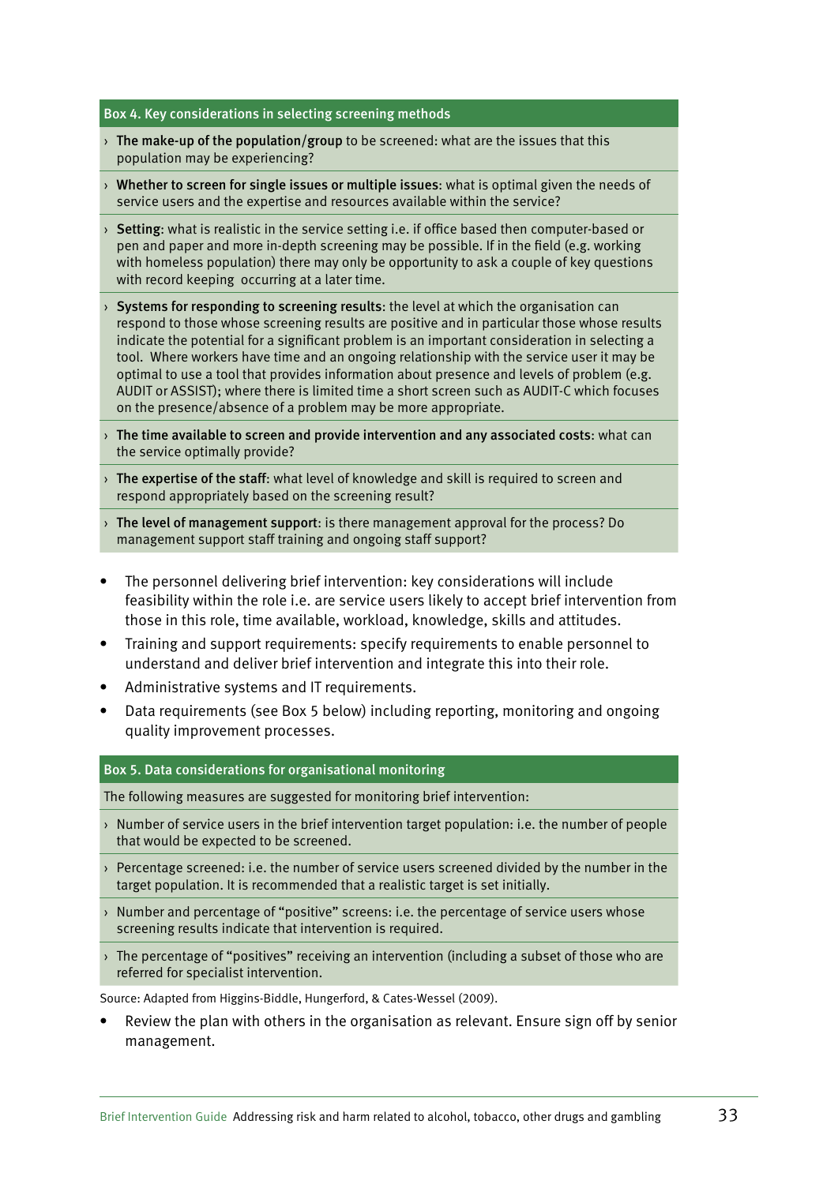**Box 4. Key considerations in selecting screening methods**

- › **The make-up of the population/group** to be screened: what are the issues that this population may be experiencing?
- › **Whether to screen for single issues or multiple issues**: what is optimal given the needs of service users and the expertise and resources available within the service?
- › **Setting**: what is realistic in the service setting i.e. if office based then computer-based or pen and paper and more in-depth screening may be possible. If in the field (e.g. working with homeless population) there may only be opportunity to ask a couple of key questions with record keeping occurring at a later time.
- › **Systems for responding to screening results**: the level at which the organisation can respond to those whose screening results are positive and in particular those whose results indicate the potential for a significant problem is an important consideration in selecting a tool. Where workers have time and an ongoing relationship with the service user it may be optimal to use a tool that provides information about presence and levels of problem (e.g. AUDIT or ASSIST); where there is limited time a short screen such as AUDIT-C which focuses on the presence/absence of a problem may be more appropriate.
- › **The time available to screen and provide intervention and any associated costs**: what can the service optimally provide?
- › **The expertise of the staff**: what level of knowledge and skill is required to screen and respond appropriately based on the screening result?
- › **The level of management support**: is there management approval for the process? Do management support staff training and ongoing staff support?

- The personnel delivering brief intervention: key considerations will include feasibility within the role i.e. are service users likely to accept brief intervention from those in this role, time available, workload, knowledge, skills and attitudes.
- Training and support requirements: specify requirements to enable personnel to understand and deliver brief intervention and integrate this into their role.
- Administrative systems and IT requirements.
- Data requirements (see Box 5 below) including reporting, monitoring and ongoing quality improvement processes.

**Box 5. Data considerations for organisational monitoring**

The following measures are suggested for monitoring brief intervention:

- › Number of service users in the brief intervention target population: i.e. the number of people that would be expected to be screened.
- › Percentage screened: i.e. the number of service users screened divided by the number in the target population. It is recommended that a realistic target is set initially.
- › Number and percentage of "positive" screens: i.e. the percentage of service users whose screening results indicate that intervention is required.
- › The percentage of "positives" receiving an intervention (including a subset of those who are referred for specialist intervention.

Source: Adapted from Higgins-Biddle, Hungerford, & Cates-Wessel (2009).

- Review the plan with others in the organisation as relevant. Ensure sign off by senior management.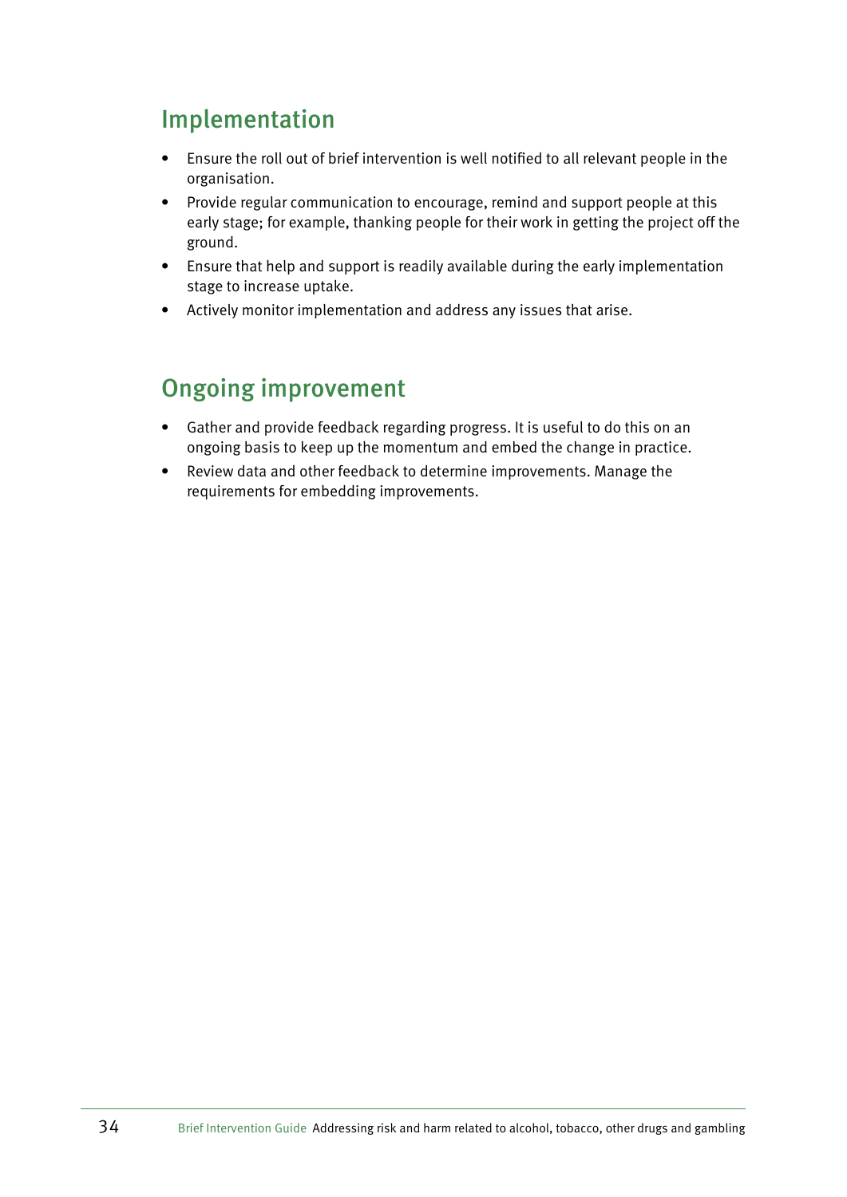## Implementation

- Ensure the roll out of brief intervention is well notified to all relevant people in the organisation.
- Provide regular communication to encourage, remind and support people at this early stage; for example, thanking people for their work in getting the project off the ground.
- Ensure that help and support is readily available during the early implementation stage to increase uptake.
- Actively monitor implementation and address any issues that arise.

## Ongoing improvement

- Gather and provide feedback regarding progress. It is useful to do this on an ongoing basis to keep up the momentum and embed the change in practice.
- Review data and other feedback to determine improvements. Manage the requirements for embedding improvements.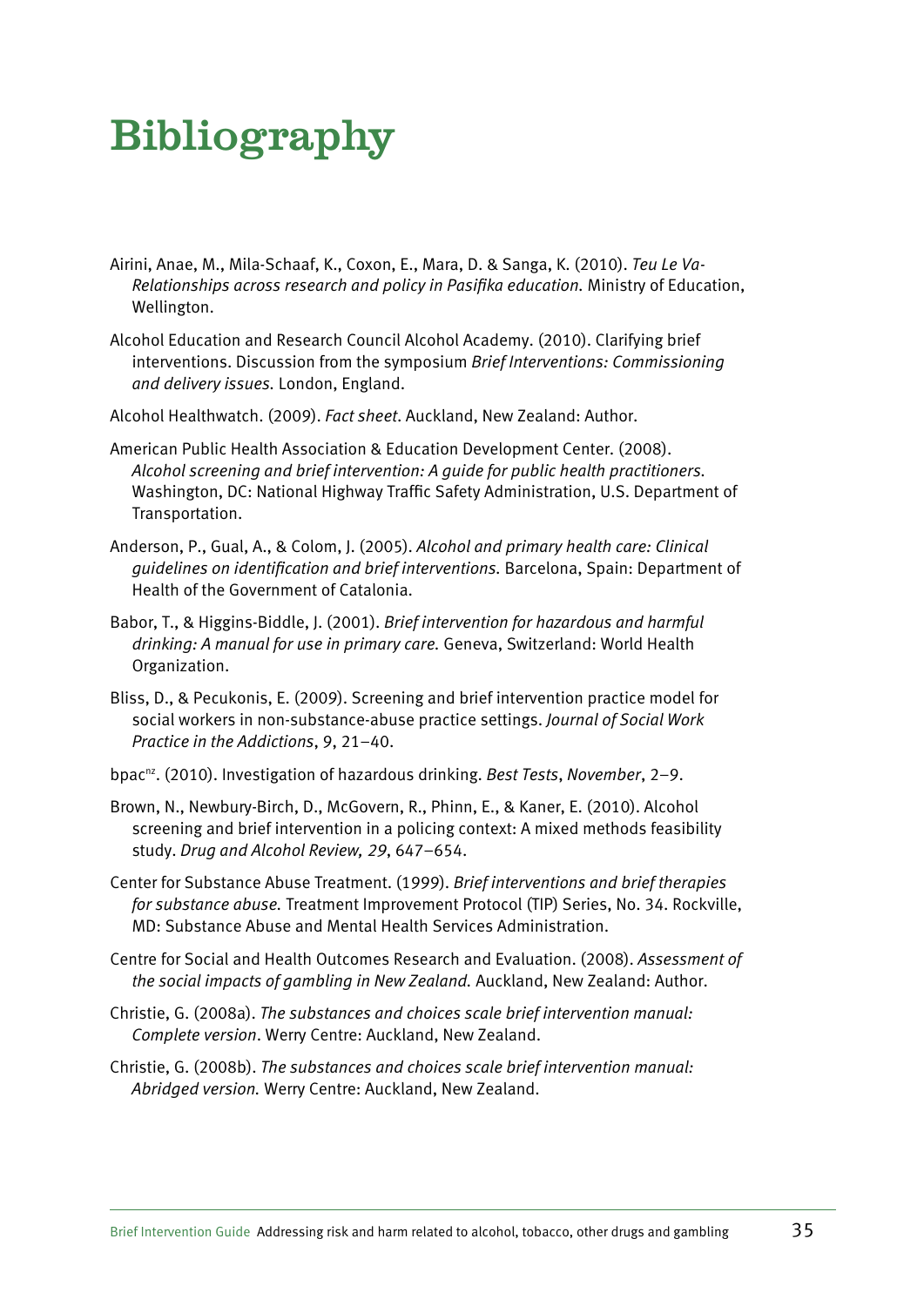# Bibliography

Airini, Anae, M., Mila-Schaaf, K., Coxon, E., Mara, D. & Sanga, K. (2010). *Teu Le Va-Relationships across research and policy in Pasifika education.* Ministry of Education, Wellington.

Alcohol Education and Research Council Alcohol Academy. (2010). Clarifying brief interventions. Discussion from the symposium *Brief Interventions: Commissioning and delivery issues.* London, England.

Alcohol Healthwatch. (2009). *Fact sheet*. Auckland, New Zealand: Author.

American Public Health Association & Education Development Center. (2008). *Alcohol screening and brief intervention: A guide for public health practitioners.* Washington, DC: National Highway Traffic Safety Administration, U.S. Department of Transportation.

Anderson, P., Gual, A., & Colom, J. (2005). *Alcohol and primary health care: Clinical guidelines on identification and brief interventions.* Barcelona, Spain: Department of Health of the Government of Catalonia.

Babor, T., & Higgins-Biddle, J. (2001). *Brief intervention for hazardous and harmful drinking: A manual for use in primary care.* Geneva, Switzerland: World Health Organization.

Bliss, D., & Pecukonis, E. (2009). Screening and brief intervention practice model for social workers in non-substance-abuse practice settings. *Journal of Social Work Practice in the Addictions*, *9*, 21–40.

bpac[nz]. (2010). Investigation of hazardous drinking. *Best Tests*, *November*, 2–9.

Brown, N., Newbury-Birch, D., McGovern, R., Phinn, E., & Kaner, E. (2010). Alcohol screening and brief intervention in a policing context: A mixed methods feasibility study. *Drug and Alcohol Review, 29*, 647–654.

Center for Substance Abuse Treatment. (1999). *Brief interventions and brief therapies for substance abuse.* Treatment Improvement Protocol (TIP) Series, No. 34. Rockville, MD: Substance Abuse and Mental Health Services Administration.

Centre for Social and Health Outcomes Research and Evaluation. (2008). *Assessment of the social impacts of gambling in New Zealand.* Auckland, New Zealand: Author.

Christie, G. (2008a). *The substances and choices scale brief intervention manual: Complete version*. Werry Centre: Auckland, New Zealand.

Christie, G. (2008b). *The substances and choices scale brief intervention manual: Abridged version.* Werry Centre: Auckland, New Zealand.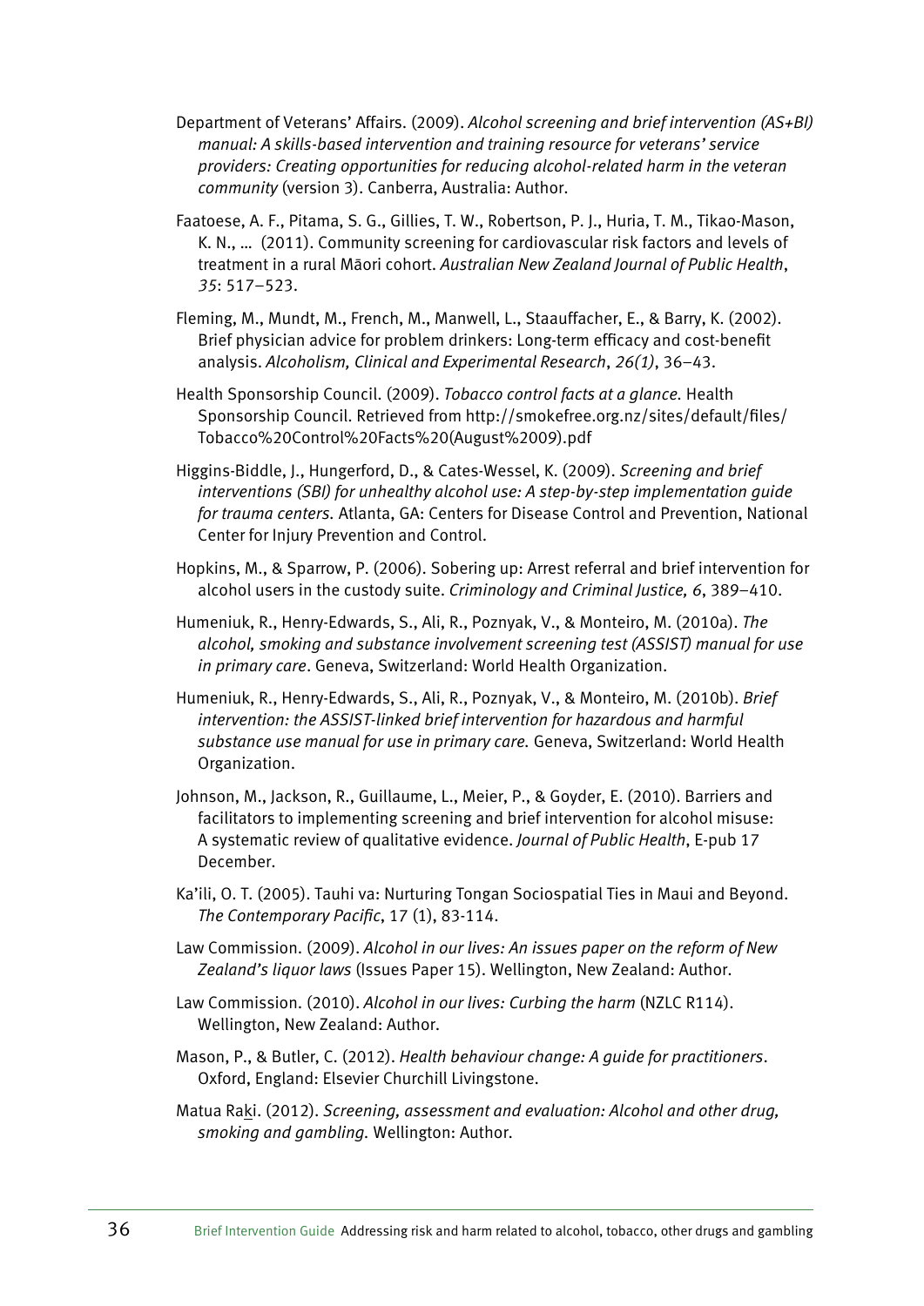Department of Veterans' Affairs. (2009). *Alcohol screening and brief intervention (AS+BI) manual: A skills-based intervention and training resource for veterans' service providers: Creating opportunities for reducing alcohol-related harm in the veteran community* (version 3). Canberra, Australia: Author.

Faatoese, A. F., Pitama, S. G., Gillies, T. W., Robertson, P. J., Huria, T. M., Tikao-Mason, K. N., … (2011). Community screening for cardiovascular risk factors and levels of treatment in a rural Māori cohort. *Australian New Zealand Journal of Public Health*, *35*: 517–523.

Fleming, M., Mundt, M., French, M., Manwell, L., Staauffacher, E., & Barry, K. (2002). Brief physician advice for problem drinkers: Long-term efficacy and cost-benefit analysis. *Alcoholism, Clinical and Experimental Research*, *26(1)*, 36–43.

Health Sponsorship Council. (2009). *Tobacco control facts at a glance*. Health Sponsorship Council. Retrieved from http://smokefree.org.nz/sites/default/files/Tobacco%20Control%20Facts%20(August%2009).pdf

Higgins-Biddle, J., Hungerford, D., & Cates-Wessel, K. (2009). *Screening and brief interventions (SBI) for unhealthy alcohol use: A step-by-step implementation guide for trauma centers*. Atlanta, GA: Centers for Disease Control and Prevention, National Center for Injury Prevention and Control.

Hopkins, M., & Sparrow, P. (2006). Sobering up: Arrest referral and brief intervention for alcohol users in the custody suite. *Criminology and Criminal Justice, 6*, 389–410.

Humeniuk, R., Henry-Edwards, S., Ali, R., Poznyak, V., & Monteiro, M. (2010a). *The alcohol, smoking and substance involvement screening test (ASSIST) manual for use in primary care*. Geneva, Switzerland: World Health Organization.

Humeniuk, R., Henry-Edwards, S., Ali, R., Poznyak, V., & Monteiro, M. (2010b). *Brief intervention: the ASSIST-linked brief intervention for hazardous and harmful substance use manual for use in primary care*. Geneva, Switzerland: World Health Organization.

Johnson, M., Jackson, R., Guillaume, L., Meier, P., & Goyder, E. (2010). Barriers and facilitators to implementing screening and brief intervention for alcohol misuse: A systematic review of qualitative evidence. *Journal of Public Health*, E-pub 17 December.

Ka'ili, O. T. (2005). Tauhi va: Nurturing Tongan Sociospatial Ties in Maui and Beyond. *The Contemporary Pacific*, 17 (1), 83-114.

Law Commission. (2009). *Alcohol in our lives: An issues paper on the reform of New Zealand's liquor laws* (Issues Paper 15). Wellington, New Zealand: Author.

Law Commission. (2010). *Alcohol in our lives: Curbing the harm* (NZLC R114). Wellington, New Zealand: Author.

Mason, P., & Butler, C. (2012). *Health behaviour change: A guide for practitioners*. Oxford, England: Elsevier Churchill Livingstone.

Matua Raki. (2012). *Screening, assessment and evaluation: Alcohol and other drug, smoking and gambling*. Wellington: Author.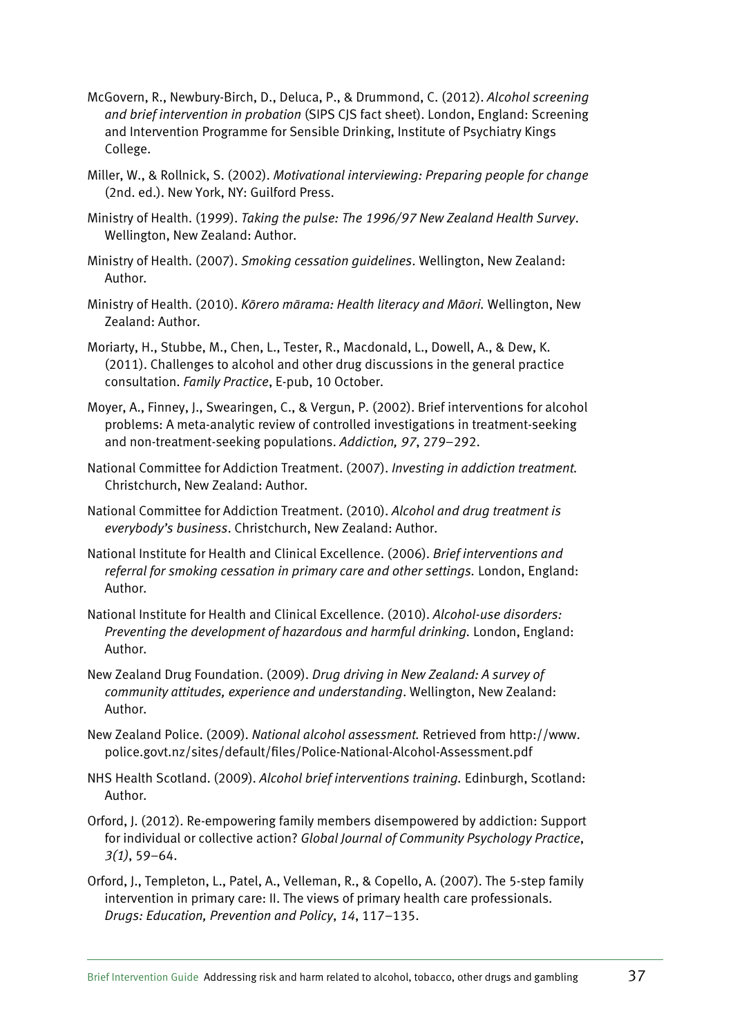McGovern, R., Newbury-Birch, D., Deluca, P., & Drummond, C. (2012). *Alcohol screening and brief intervention in probation* (SIPS CJS fact sheet). London, England: Screening and Intervention Programme for Sensible Drinking, Institute of Psychiatry Kings College.

Miller, W., & Rollnick, S. (2002). *Motivational interviewing: Preparing people for change* (2nd. ed.). New York, NY: Guilford Press.

Ministry of Health. (1999). *Taking the pulse: The 1996/97 New Zealand Health Survey*. Wellington, New Zealand: Author.

Ministry of Health. (2007). *Smoking cessation guidelines*. Wellington, New Zealand: Author.

Ministry of Health. (2010). *Kōrero mārama: Health literacy and Māori*. Wellington, New Zealand: Author.

Moriarty, H., Stubbe, M., Chen, L., Tester, R., Macdonald, L., Dowell, A., & Dew, K. (2011). Challenges to alcohol and other drug discussions in the general practice consultation. *Family Practice*, E-pub, 10 October.

Moyer, A., Finney, J., Swearingen, C., & Vergun, P. (2002). Brief interventions for alcohol problems: A meta-analytic review of controlled investigations in treatment-seeking and non-treatment-seeking populations. *Addiction, 97*, 279–292.

National Committee for Addiction Treatment. (2007). *Investing in addiction treatment*. Christchurch, New Zealand: Author.

National Committee for Addiction Treatment. (2010). *Alcohol and drug treatment is everybody's business*. Christchurch, New Zealand: Author.

National Institute for Health and Clinical Excellence. (2006). *Brief interventions and referral for smoking cessation in primary care and other settings*. London, England: Author.

National Institute for Health and Clinical Excellence. (2010). *Alcohol-use disorders: Preventing the development of hazardous and harmful drinking*. London, England: Author.

New Zealand Drug Foundation. (2009). *Drug driving in New Zealand: A survey of community attitudes, experience and understanding*. Wellington, New Zealand: Author.

New Zealand Police. (2009). *National alcohol assessment*. Retrieved from http://www.police.govt.nz/sites/default/files/Police-National-Alcohol-Assessment.pdf

NHS Health Scotland. (2009). *Alcohol brief interventions training*. Edinburgh, Scotland: Author.

Orford, J. (2012). Re-empowering family members disempowered by addiction: Support for individual or collective action? *Global Journal of Community Psychology Practice*, *3(1)*, 59–64.

Orford, J., Templeton, L., Patel, A., Velleman, R., & Copello, A. (2007). The 5-step family intervention in primary care: II. The views of primary health care professionals. *Drugs: Education, Prevention and Policy*, *14*, 117–135.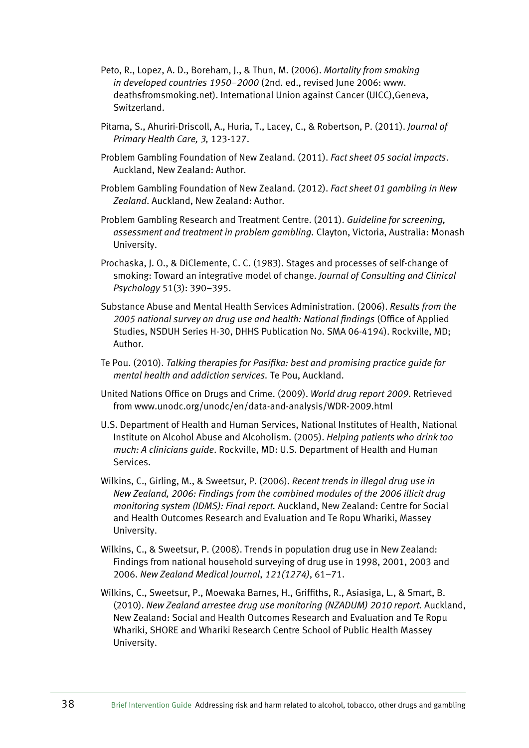Peto, R., Lopez, A. D., Boreham, J., & Thun, M. (2006). *Mortality from smoking in developed countries 1950–2000* (2nd. ed., revised June 2006: www.deathsfromsmoking.net). International Union against Cancer (UICC),Geneva, Switzerland.

Pitama, S., Ahuriri-Driscoll, A., Huria, T., Lacey, C., & Robertson, P. (2011). *Journal of Primary Health Care, 3,* 123-127.

Problem Gambling Foundation of New Zealand. (2011). *Fact sheet 05 social impacts*. Auckland, New Zealand: Author.

Problem Gambling Foundation of New Zealand. (2012). *Fact sheet 01 gambling in New Zealand*. Auckland, New Zealand: Author.

Problem Gambling Research and Treatment Centre. (2011). *Guideline for screening, assessment and treatment in problem gambling.* Clayton, Victoria, Australia: Monash University.

Prochaska, J. O., & DiClemente, C. C. (1983). Stages and processes of self-change of smoking: Toward an integrative model of change. *Journal of Consulting and Clinical Psychology* 51(3): 390–395.

Substance Abuse and Mental Health Services Administration. (2006). *Results from the 2005 national survey on drug use and health: National findings* (Office of Applied Studies, NSDUH Series H-30, DHHS Publication No. SMA 06-4194). Rockville, MD; Author.

Te Pou. (2010). *Talking therapies for Pasifika: best and promising practice guide for mental health and addiction services.* Te Pou, Auckland.

United Nations Office on Drugs and Crime. (2009). *World drug report 2009.* Retrieved from www.unodc.org/unodc/en/data-and-analysis/WDR-2009.html

U.S. Department of Health and Human Services, National Institutes of Health, National Institute on Alcohol Abuse and Alcoholism. (2005). *Helping patients who drink too much: A clinicians guide*. Rockville, MD: U.S. Department of Health and Human Services.

Wilkins, C., Girling, M., & Sweetsur, P. (2006). *Recent trends in illegal drug use in New Zealand, 2006: Findings from the combined modules of the 2006 illicit drug monitoring system (IDMS): Final report.* Auckland, New Zealand: Centre for Social and Health Outcomes Research and Evaluation and Te Ropu Whariki, Massey University.

Wilkins, C., & Sweetsur, P. (2008). Trends in population drug use in New Zealand: Findings from national household surveying of drug use in 1998, 2001, 2003 and 2006. *New Zealand Medical Journal*, *121(1274)*, 61–71.

Wilkins, C., Sweetsur, P., Moewaka Barnes, H., Griffiths, R., Asiasiga, L., & Smart, B. (2010). *New Zealand arrestee drug use monitoring (NZADUM) 2010 report.* Auckland, New Zealand: Social and Health Outcomes Research and Evaluation and Te Ropu Whariki, SHORE and Whariki Research Centre School of Public Health Massey University.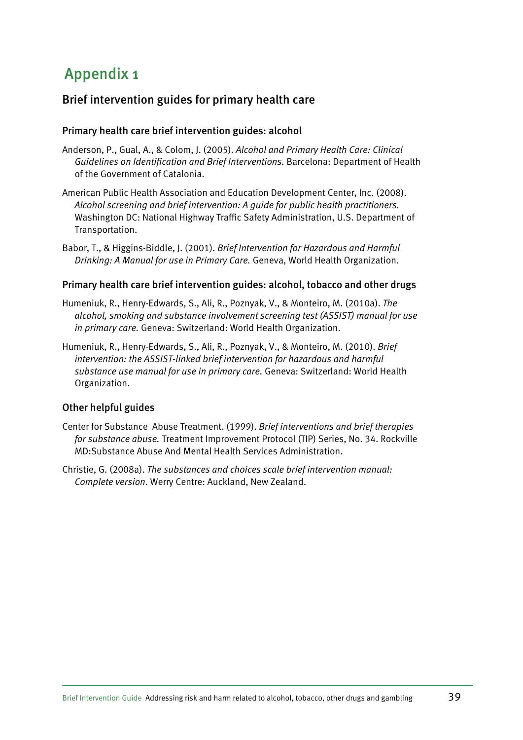# Appendix 1

## Brief intervention guides for primary health care

### Primary health care brief intervention guides: alcohol

Anderson, P., Gual, A., & Colom, J. (2005). *Alcohol and Primary Health Care: Clinical Guidelines on Identification and Brief Interventions.* Barcelona: Department of Health of the Government of Catalonia.

American Public Health Association and Education Development Center, Inc. (2008). *Alcohol screening and brief intervention: A guide for public health practitioners.* Washington DC: National Highway Traffic Safety Administration, U.S. Department of Transportation.

Babor, T., & Higgins-Biddle, J. (2001). *Brief Intervention for Hazardous and Harmful Drinking: A Manual for use in Primary Care.* Geneva, World Health Organization.

### Primary health care brief intervention guides: alcohol, tobacco and other drugs

Humeniuk, R., Henry-Edwards, S., Ali, R., Poznyak, V., & Monteiro, M. (2010a). *The alcohol, smoking and substance involvement screening test (ASSIST) manual for use in primary care.* Geneva: Switzerland: World Health Organization.

Humeniuk, R., Henry-Edwards, S., Ali, R., Poznyak, V., & Monteiro, M. (2010). *Brief intervention: the ASSIST-linked brief intervention for hazardous and harmful substance use manual for use in primary care.* Geneva: Switzerland: World Health Organization.

### Other helpful guides

Center for Substance Abuse Treatment. (1999). *Brief interventions and brief therapies for substance abuse.* Treatment Improvement Protocol (TIP) Series, No. 34. Rockville MD:Substance Abuse And Mental Health Services Administration.

Christie, G. (2008a). *The substances and choices scale brief intervention manual: Complete version*. Werry Centre: Auckland, New Zealand.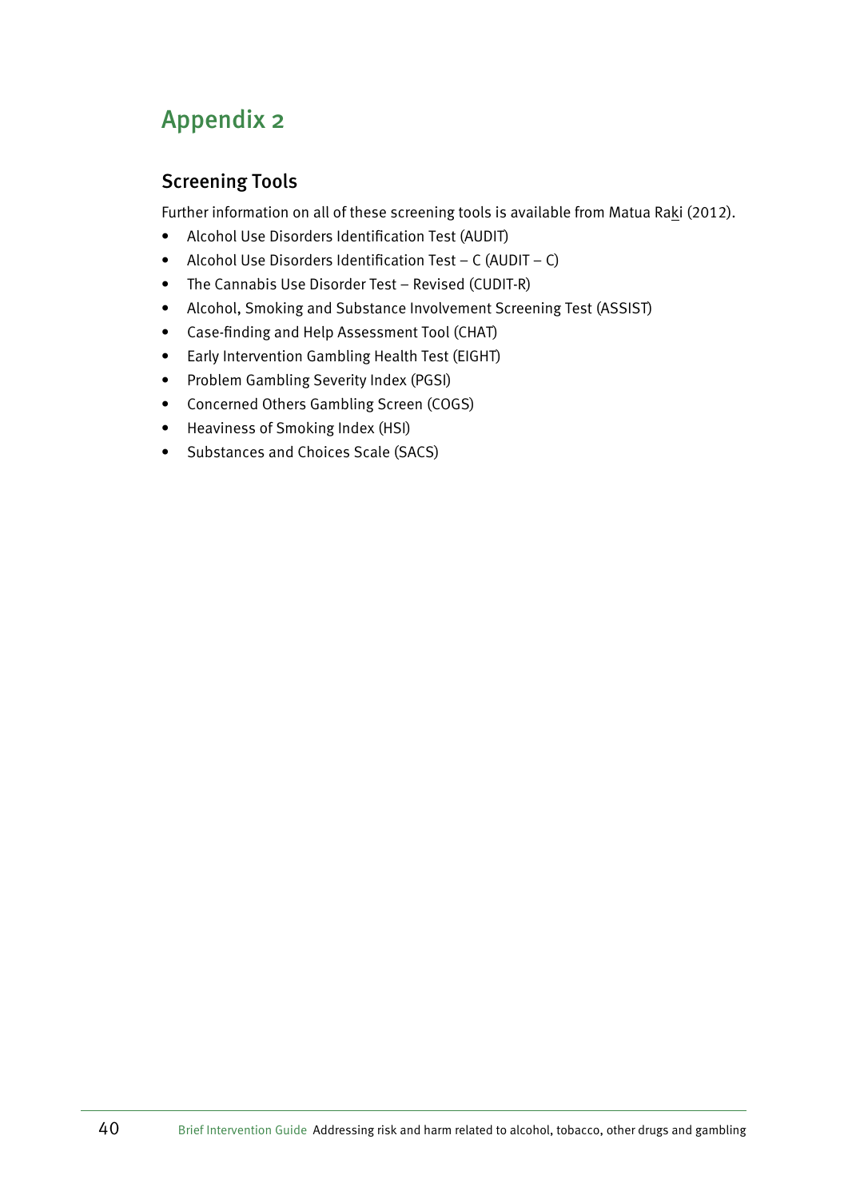# Appendix 2

## Screening Tools

Further information on all of these screening tools is available from Matua Raki (2012).

- Alcohol Use Disorders Identification Test (AUDIT)
- Alcohol Use Disorders Identification Test – C (AUDIT – C)
- The Cannabis Use Disorder Test – Revised (CUDIT-R)
- Alcohol, Smoking and Substance Involvement Screening Test (ASSIST)
- Case-finding and Help Assessment Tool (CHAT)
- Early Intervention Gambling Health Test (EIGHT)
- Problem Gambling Severity Index (PGSI)
- Concerned Others Gambling Screen (COGS)
- Heaviness of Smoking Index (HSI)
- Substances and Choices Scale (SACS)